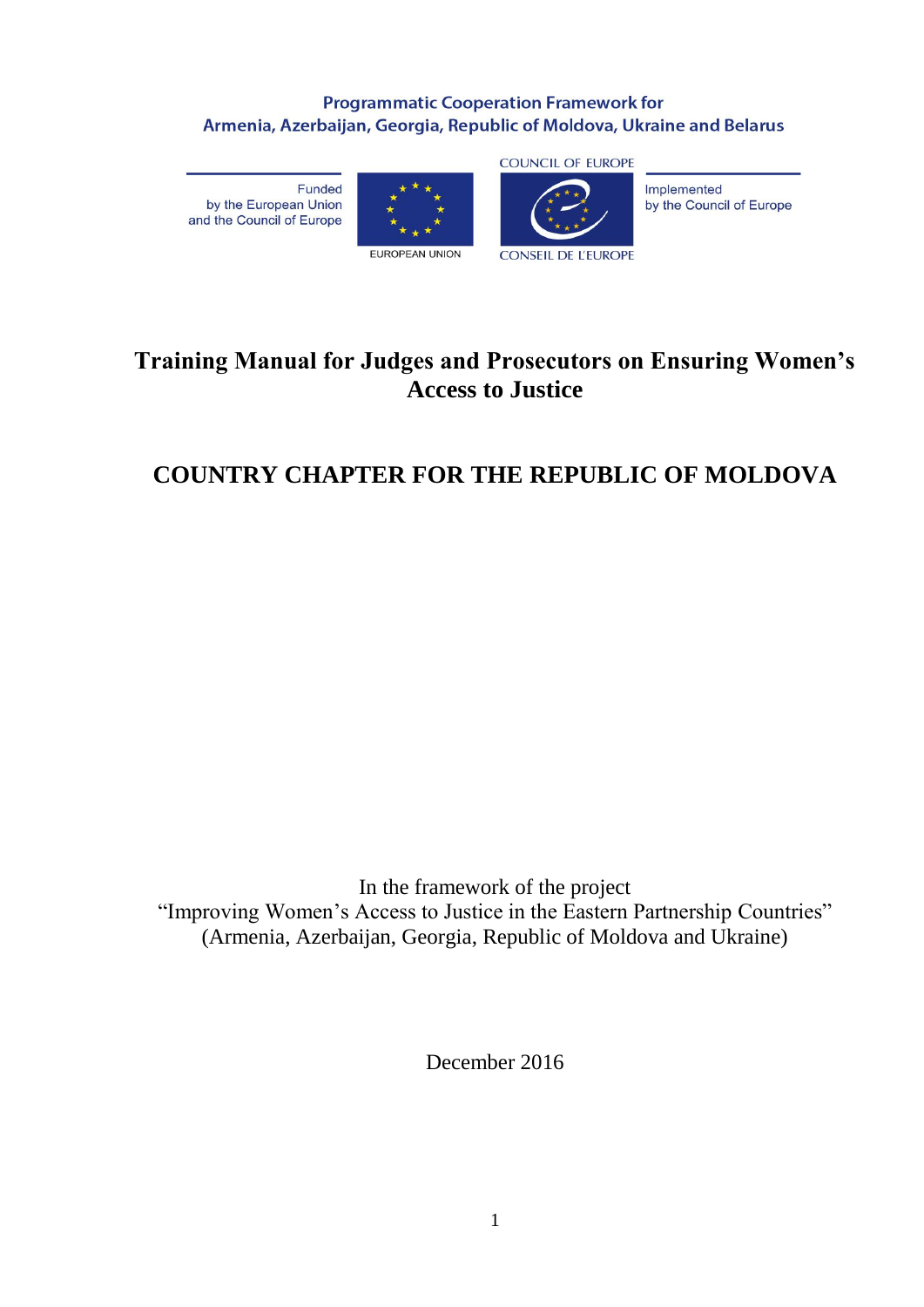Programmatic Cooperation Framework for
Armenia, Azerbaijan, Georgia, Republic of Moldova, Ukraine and Belarus

Funded by the European Union and the Council of Europe

EUROPEAN UNION

COUNCIL OF EUROPE

CONSEIL DE L'EUROPE

Implemented by the Council of Europe

# Training Manual for Judges and Prosecutors on Ensuring Women's Access to Justice

# COUNTRY CHAPTER FOR THE REPUBLIC OF MOLDOVA

In the framework of the project
"Improving Women's Access to Justice in the Eastern Partnership Countries"
(Armenia, Azerbaijan, Georgia, Republic of Moldova and Ukraine)

December 2016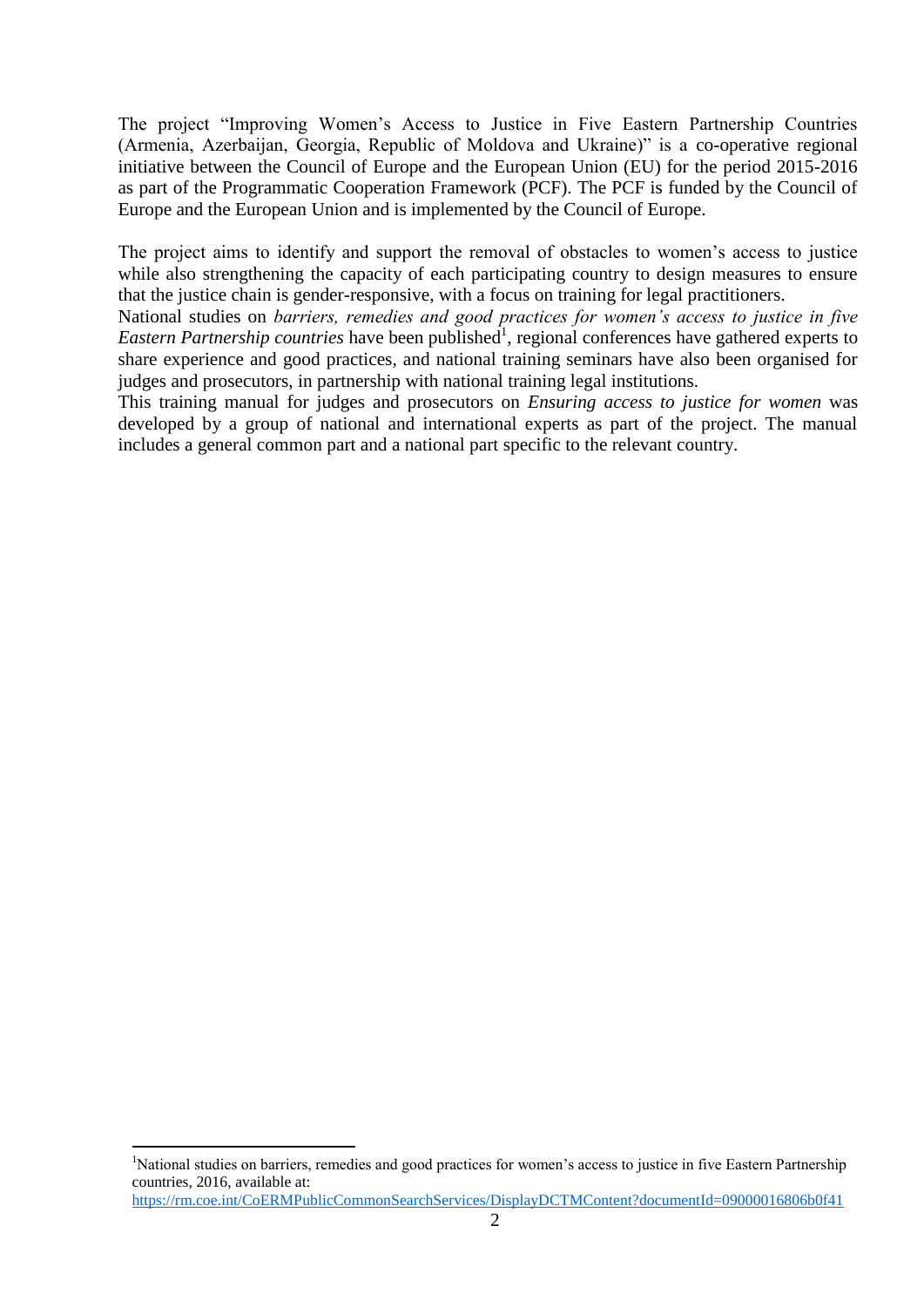The project "Improving Women's Access to Justice in Five Eastern Partnership Countries (Armenia, Azerbaijan, Georgia, Republic of Moldova and Ukraine)" is a co-operative regional initiative between the Council of Europe and the European Union (EU) for the period 2015-2016 as part of the Programmatic Cooperation Framework (PCF). The PCF is funded by the Council of Europe and the European Union and is implemented by the Council of Europe.

The project aims to identify and support the removal of obstacles to women's access to justice while also strengthening the capacity of each participating country to design measures to ensure that the justice chain is gender-responsive, with a focus on training for legal practitioners.

National studies on *barriers, remedies and good practices for women's access to justice in five Eastern Partnership countries* have been published[1], regional conferences have gathered experts to share experience and good practices, and national training seminars have also been organised for judges and prosecutors, in partnership with national training legal institutions.

This training manual for judges and prosecutors on *Ensuring access to justice for women* was developed by a group of national and international experts as part of the project. The manual includes a general common part and a national part specific to the relevant country.

---

[1] National studies on barriers, remedies and good practices for women's access to justice in five Eastern Partnership countries, 2016, available at: https://rm.coe.int/CoERMPublicCommonSearchServices/DisplayDCTMContent?documentId=09000016806b0f41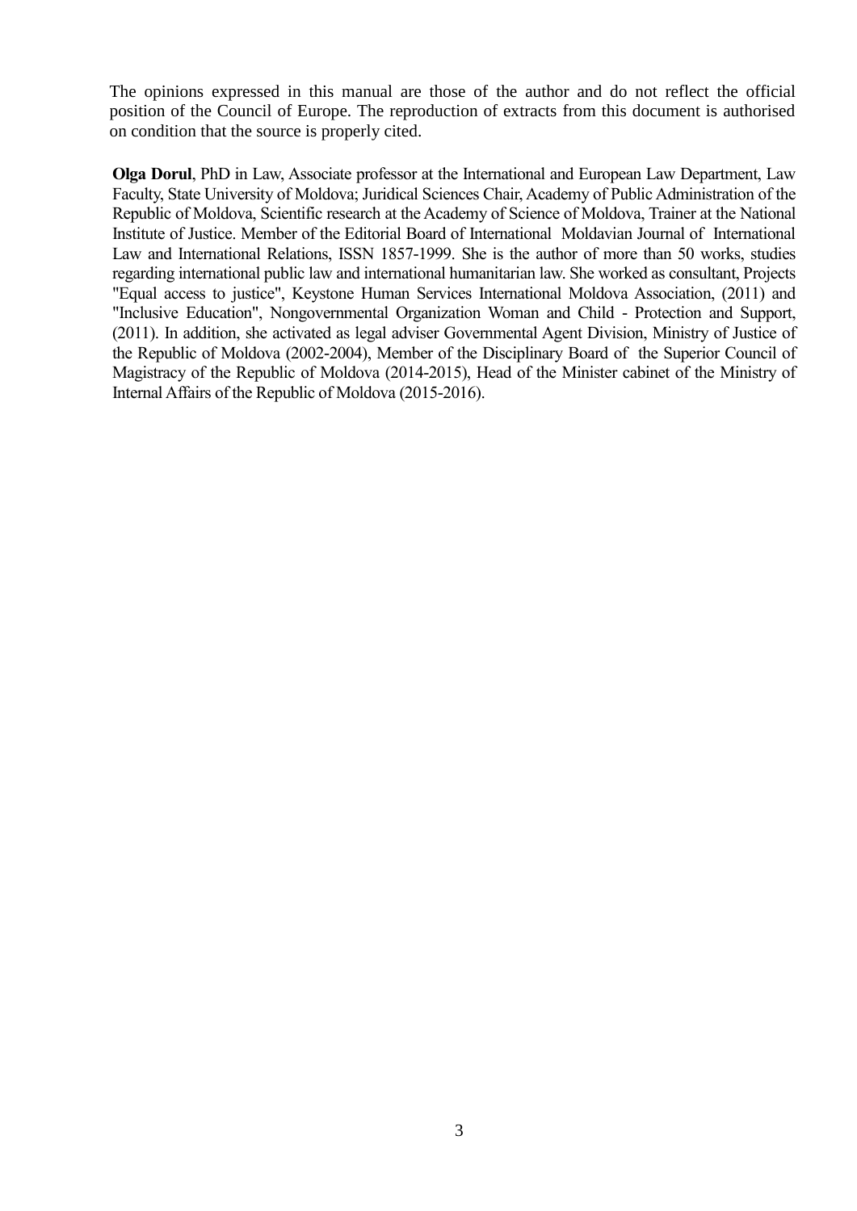The opinions expressed in this manual are those of the author and do not reflect the official position of the Council of Europe. The reproduction of extracts from this document is authorised on condition that the source is properly cited.

**Olga Dorul**, PhD in Law, Associate professor at the International and European Law Department, Law Faculty, State University of Moldova; Juridical Sciences Chair, Academy of Public Administration of the Republic of Moldova, Scientific research at the Academy of Science of Moldova, Trainer at the National Institute of Justice. Member of the Editorial Board of International Moldavian Journal of International Law and International Relations, ISSN 1857-1999. She is the author of more than 50 works, studies regarding international public law and international humanitarian law. She worked as consultant, Projects "Equal access to justice", Keystone Human Services International Moldova Association, (2011) and "Inclusive Education", Nongovernmental Organization Woman and Child - Protection and Support, (2011). In addition, she activated as legal adviser Governmental Agent Division, Ministry of Justice of the Republic of Moldova (2002-2004), Member of the Disciplinary Board of the Superior Council of Magistracy of the Republic of Moldova (2014-2015), Head of the Minister cabinet of the Ministry of Internal Affairs of the Republic of Moldova (2015-2016).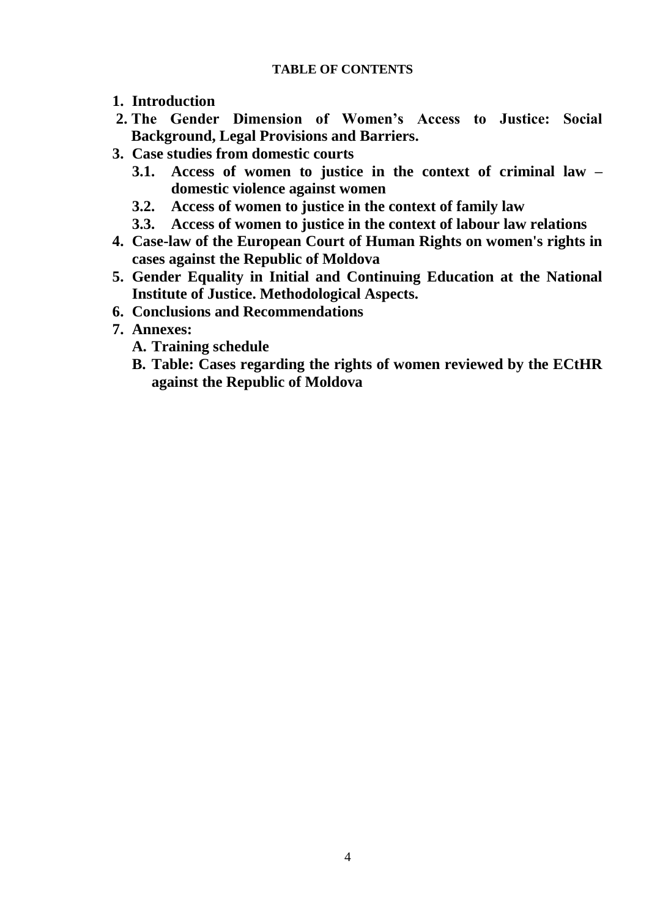**TABLE OF CONTENTS**

1. **Introduction**
2. **The Gender Dimension of Women's Access to Justice: Social Background, Legal Provisions and Barriers.**
3. **Case studies from domestic courts**
   - **3.1. Access of women to justice in the context of criminal law – domestic violence against women**
   - **3.2. Access of women to justice in the context of family law**
   - **3.3. Access of women to justice in the context of labour law relations**
4. **Case-law of the European Court of Human Rights on women's rights in cases against the Republic of Moldova**
5. **Gender Equality in Initial and Continuing Education at the National Institute of Justice. Methodological Aspects.**
6. **Conclusions and Recommendations**
7. **Annexes:**
   - **A. Training schedule**
   - **B. Table: Cases regarding the rights of women reviewed by the ECtHR against the Republic of Moldova**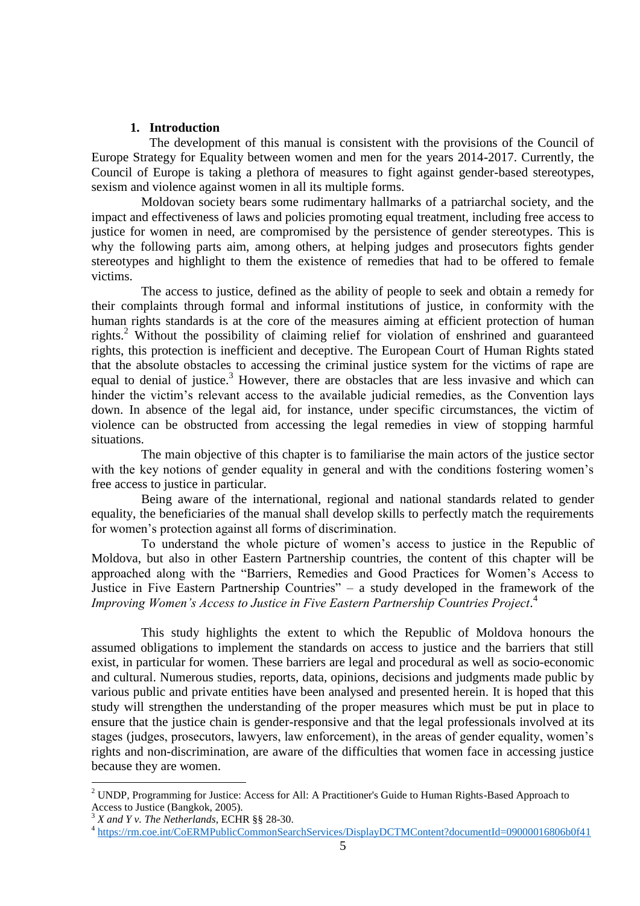## 1. Introduction

The development of this manual is consistent with the provisions of the Council of Europe Strategy for Equality between women and men for the years 2014-2017. Currently, the Council of Europe is taking a plethora of measures to fight against gender-based stereotypes, sexism and violence against women in all its multiple forms.

Moldovan society bears some rudimentary hallmarks of a patriarchal society, and the impact and effectiveness of laws and policies promoting equal treatment, including free access to justice for women in need, are compromised by the persistence of gender stereotypes. This is why the following parts aim, among others, at helping judges and prosecutors fights gender stereotypes and highlight to them the existence of remedies that had to be offered to female victims.

The access to justice, defined as the ability of people to seek and obtain a remedy for their complaints through formal and informal institutions of justice, in conformity with the human rights standards is at the core of the measures aiming at efficient protection of human rights.[2] Without the possibility of claiming relief for violation of enshrined and guaranteed rights, this protection is inefficient and deceptive. The European Court of Human Rights stated that the absolute obstacles to accessing the criminal justice system for the victims of rape are equal to denial of justice.[3] However, there are obstacles that are less invasive and which can hinder the victim's relevant access to the available judicial remedies, as the Convention lays down. In absence of the legal aid, for instance, under specific circumstances, the victim of violence can be obstructed from accessing the legal remedies in view of stopping harmful situations.

The main objective of this chapter is to familiarise the main actors of the justice sector with the key notions of gender equality in general and with the conditions fostering women's free access to justice in particular.

Being aware of the international, regional and national standards related to gender equality, the beneficiaries of the manual shall develop skills to perfectly match the requirements for women's protection against all forms of discrimination.

To understand the whole picture of women's access to justice in the Republic of Moldova, but also in other Eastern Partnership countries, the content of this chapter will be approached along with the "Barriers, Remedies and Good Practices for Women's Access to Justice in Five Eastern Partnership Countries" – a study developed in the framework of the *Improving Women's Access to Justice in Five Eastern Partnership Countries Project*.[4]

This study highlights the extent to which the Republic of Moldova honours the assumed obligations to implement the standards on access to justice and the barriers that still exist, in particular for women. These barriers are legal and procedural as well as socio-economic and cultural. Numerous studies, reports, data, opinions, decisions and judgments made public by various public and private entities have been analysed and presented herein. It is hoped that this study will strengthen the understanding of the proper measures which must be put in place to ensure that the justice chain is gender-responsive and that the legal professionals involved at its stages (judges, prosecutors, lawyers, law enforcement), in the areas of gender equality, women's rights and non-discrimination, are aware of the difficulties that women face in accessing justice because they are women.

---

[2] UNDP, Programming for Justice: Access for All: A Practitioner's Guide to Human Rights-Based Approach to Access to Justice (Bangkok, 2005).

[3] *X and Y v. The Netherlands*, ECHR §§ 28-30.

[4] https://rm.coe.int/CoERMPublicCommonSearchServices/DisplayDCTMContent?documentId=09000016806b0f41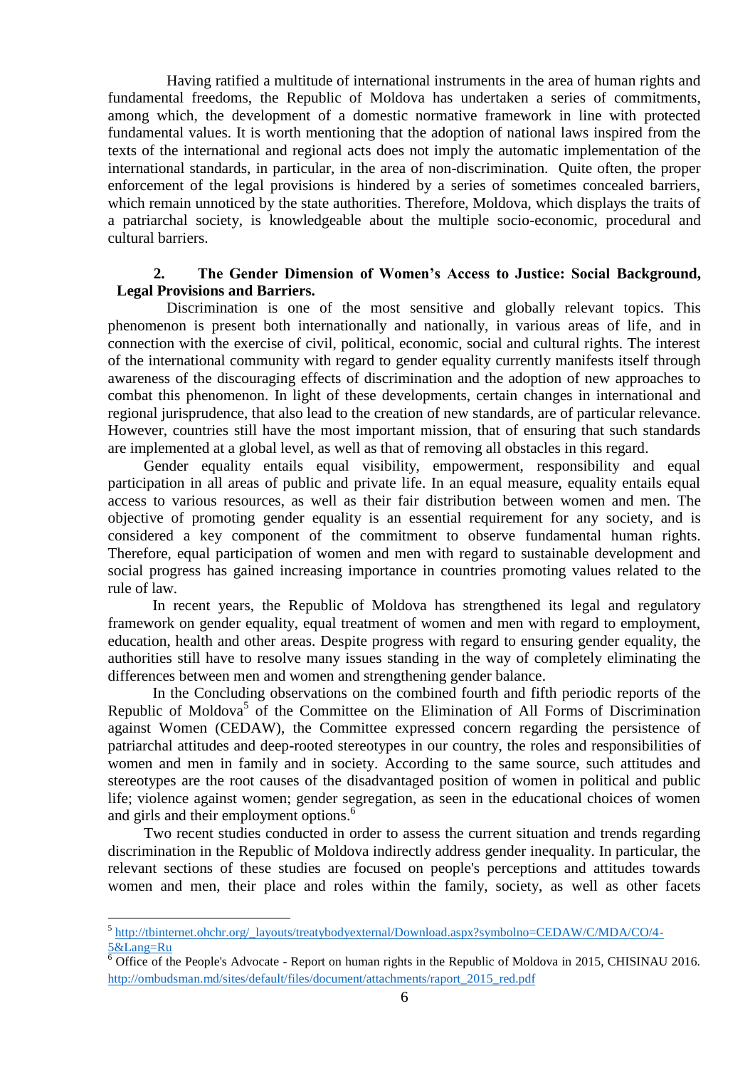Having ratified a multitude of international instruments in the area of human rights and fundamental freedoms, the Republic of Moldova has undertaken a series of commitments, among which, the development of a domestic normative framework in line with protected fundamental values. It is worth mentioning that the adoption of national laws inspired from the texts of the international and regional acts does not imply the automatic implementation of the international standards, in particular, in the area of non-discrimination. Quite often, the proper enforcement of the legal provisions is hindered by a series of sometimes concealed barriers, which remain unnoticed by the state authorities. Therefore, Moldova, which displays the traits of a patriarchal society, is knowledgeable about the multiple socio-economic, procedural and cultural barriers.

## 2. The Gender Dimension of Women's Access to Justice: Social Background, Legal Provisions and Barriers.

Discrimination is one of the most sensitive and globally relevant topics. This phenomenon is present both internationally and nationally, in various areas of life, and in connection with the exercise of civil, political, economic, social and cultural rights. The interest of the international community with regard to gender equality currently manifests itself through awareness of the discouraging effects of discrimination and the adoption of new approaches to combat this phenomenon. In light of these developments, certain changes in international and regional jurisprudence, that also lead to the creation of new standards, are of particular relevance. However, countries still have the most important mission, that of ensuring that such standards are implemented at a global level, as well as that of removing all obstacles in this regard.

Gender equality entails equal visibility, empowerment, responsibility and equal participation in all areas of public and private life. In an equal measure, equality entails equal access to various resources, as well as their fair distribution between women and men. The objective of promoting gender equality is an essential requirement for any society, and is considered a key component of the commitment to observe fundamental human rights. Therefore, equal participation of women and men with regard to sustainable development and social progress has gained increasing importance in countries promoting values related to the rule of law.

In recent years, the Republic of Moldova has strengthened its legal and regulatory framework on gender equality, equal treatment of women and men with regard to employment, education, health and other areas. Despite progress with regard to ensuring gender equality, the authorities still have to resolve many issues standing in the way of completely eliminating the differences between men and women and strengthening gender balance.

In the Concluding observations on the combined fourth and fifth periodic reports of the Republic of Moldova[5] of the Committee on the Elimination of All Forms of Discrimination against Women (CEDAW), the Committee expressed concern regarding the persistence of patriarchal attitudes and deep-rooted stereotypes in our country, the roles and responsibilities of women and men in family and in society. According to the same source, such attitudes and stereotypes are the root causes of the disadvantaged position of women in political and public life; violence against women; gender segregation, as seen in the educational choices of women and girls and their employment options.[6]

Two recent studies conducted in order to assess the current situation and trends regarding discrimination in the Republic of Moldova indirectly address gender inequality. In particular, the relevant sections of these studies are focused on people's perceptions and attitudes towards women and men, their place and roles within the family, society, as well as other facets

---

[5] http://tbinternet.ohchr.org/_layouts/treatybodyexternal/Download.aspx?symbolno=CEDAW/C/MDA/CO/4-5&Lang=Ru

[6] Office of the People's Advocate - Report on human rights in the Republic of Moldova in 2015, CHISINAU 2016. http://ombudsman.md/sites/default/files/document/attachments/raport_2015_red.pdf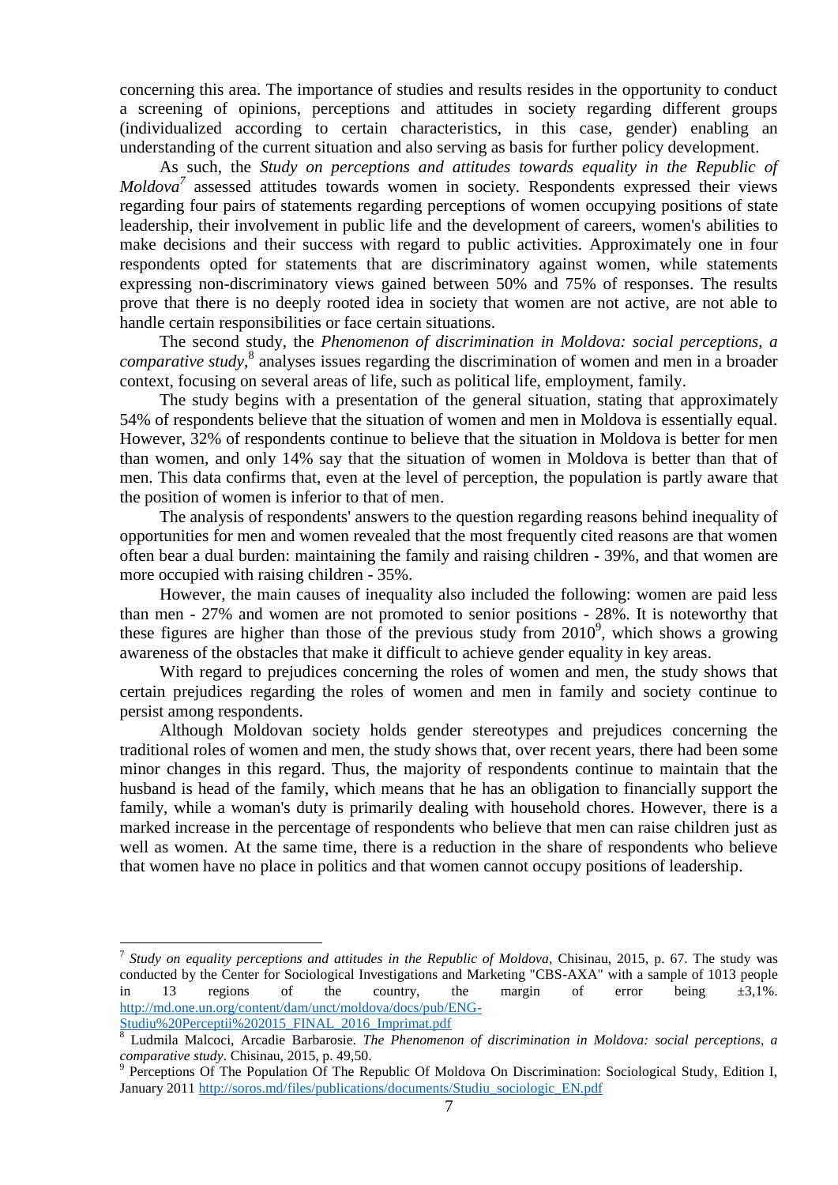concerning this area. The importance of studies and results resides in the opportunity to conduct a screening of opinions, perceptions and attitudes in society regarding different groups (individualized according to certain characteristics, in this case, gender) enabling an understanding of the current situation and also serving as basis for further policy development.

As such, the *Study on perceptions and attitudes towards equality in the Republic of Moldova*[7] assessed attitudes towards women in society. Respondents expressed their views regarding four pairs of statements regarding perceptions of women occupying positions of state leadership, their involvement in public life and the development of careers, women's abilities to make decisions and their success with regard to public activities. Approximately one in four respondents opted for statements that are discriminatory against women, while statements expressing non-discriminatory views gained between 50% and 75% of responses. The results prove that there is no deeply rooted idea in society that women are not active, are not able to handle certain responsibilities or face certain situations.

The second study, the *Phenomenon of discrimination in Moldova: social perceptions, a comparative study*,[8] analyses issues regarding the discrimination of women and men in a broader context, focusing on several areas of life, such as political life, employment, family.

The study begins with a presentation of the general situation, stating that approximately 54% of respondents believe that the situation of women and men in Moldova is essentially equal. However, 32% of respondents continue to believe that the situation in Moldova is better for men than women, and only 14% say that the situation of women in Moldova is better than that of men. This data confirms that, even at the level of perception, the population is partly aware that the position of women is inferior to that of men.

The analysis of respondents' answers to the question regarding reasons behind inequality of opportunities for men and women revealed that the most frequently cited reasons are that women often bear a dual burden: maintaining the family and raising children - 39%, and that women are more occupied with raising children - 35%.

However, the main causes of inequality also included the following: women are paid less than men - 27% and women are not promoted to senior positions - 28%. It is noteworthy that these figures are higher than those of the previous study from 2010[9], which shows a growing awareness of the obstacles that make it difficult to achieve gender equality in key areas.

With regard to prejudices concerning the roles of women and men, the study shows that certain prejudices regarding the roles of women and men in family and society continue to persist among respondents.

Although Moldovan society holds gender stereotypes and prejudices concerning the traditional roles of women and men, the study shows that, over recent years, there had been some minor changes in this regard. Thus, the majority of respondents continue to maintain that the husband is head of the family, which means that he has an obligation to financially support the family, while a woman's duty is primarily dealing with household chores. However, there is a marked increase in the percentage of respondents who believe that men can raise children just as well as women. At the same time, there is a reduction in the share of respondents who believe that women have no place in politics and that women cannot occupy positions of leadership.

---

[7] *Study on equality perceptions and attitudes in the Republic of Moldova*, Chisinau, 2015, p. 67. The study was conducted by the Center for Sociological Investigations and Marketing "CBS-AXA" with a sample of 1013 people in 13 regions of the country, the margin of error being ±3,1%. http://md.one.un.org/content/dam/unct/moldova/docs/pub/ENG-Studiu%20Perceptii%202015_FINAL_2016_Imprimat.pdf

[8] Ludmila Malcoci, Arcadie Barbarosie. *The Phenomenon of discrimination in Moldova: social perceptions, a comparative study*. Chisinau, 2015, p. 49,50.

[9] Perceptions Of The Population Of The Republic Of Moldova On Discrimination: Sociological Study, Edition I, January 2011 http://soros.md/files/publications/documents/Studiu_sociologic_EN.pdf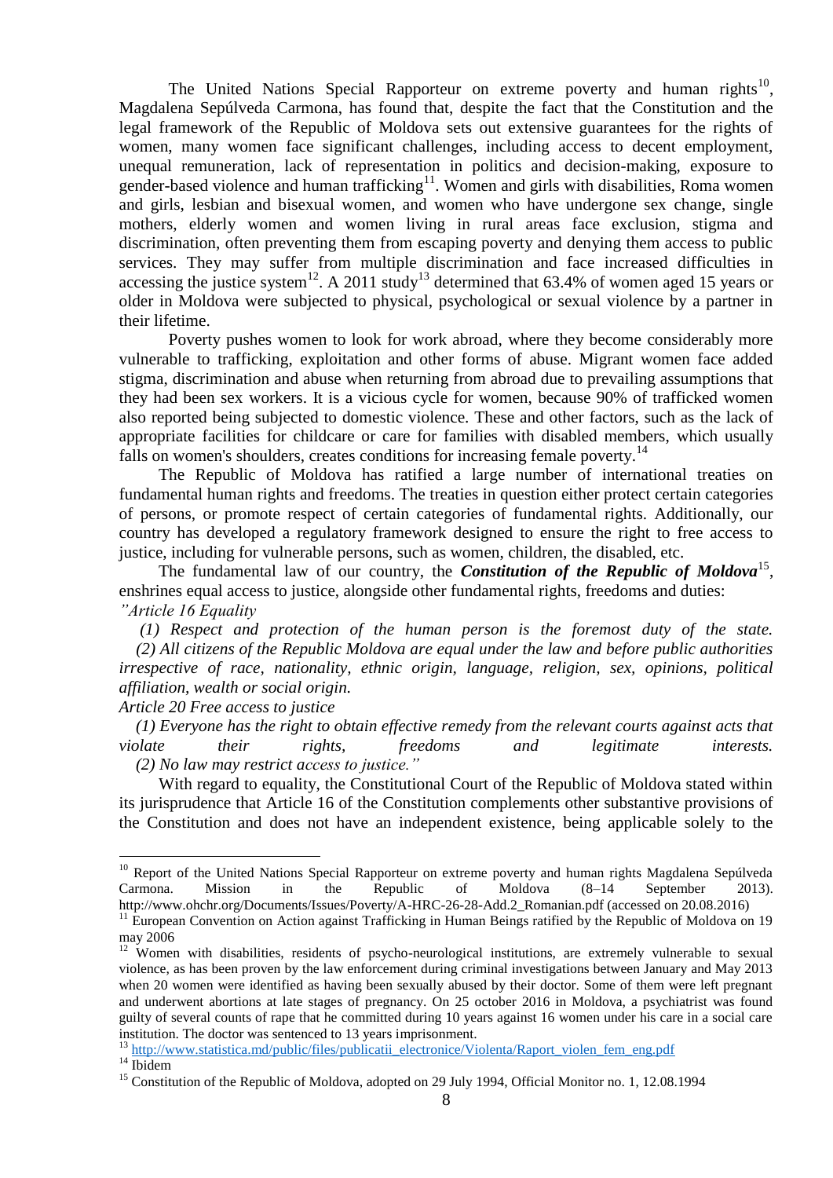The United Nations Special Rapporteur on extreme poverty and human rights[10], Magdalena Sepúlveda Carmona, has found that, despite the fact that the Constitution and the legal framework of the Republic of Moldova sets out extensive guarantees for the rights of women, many women face significant challenges, including access to decent employment, unequal remuneration, lack of representation in politics and decision-making, exposure to gender-based violence and human trafficking[11]. Women and girls with disabilities, Roma women and girls, lesbian and bisexual women, and women who have undergone sex change, single mothers, elderly women and women living in rural areas face exclusion, stigma and discrimination, often preventing them from escaping poverty and denying them access to public services. They may suffer from multiple discrimination and face increased difficulties in accessing the justice system[12]. A 2011 study[13] determined that 63.4% of women aged 15 years or older in Moldova were subjected to physical, psychological or sexual violence by a partner in their lifetime.

Poverty pushes women to look for work abroad, where they become considerably more vulnerable to trafficking, exploitation and other forms of abuse. Migrant women face added stigma, discrimination and abuse when returning from abroad due to prevailing assumptions that they had been sex workers. It is a vicious cycle for women, because 90% of trafficked women also reported being subjected to domestic violence. These and other factors, such as the lack of appropriate facilities for childcare or care for families with disabled members, which usually falls on women's shoulders, creates conditions for increasing female poverty.[14]

The Republic of Moldova has ratified a large number of international treaties on fundamental human rights and freedoms. The treaties in question either protect certain categories of persons, or promote respect of certain categories of fundamental rights. Additionally, our country has developed a regulatory framework designed to ensure the right to free access to justice, including for vulnerable persons, such as women, children, the disabled, etc.

The fundamental law of our country, the ***Constitution of the Republic of Moldova***[15], enshrines equal access to justice, alongside other fundamental rights, freedoms and duties:

*"Article 16 Equality*

*(1) Respect and protection of the human person is the foremost duty of the state.*
*(2) All citizens of the Republic Moldova are equal under the law and before public authorities irrespective of race, nationality, ethnic origin, language, religion, sex, opinions, political affiliation, wealth or social origin.*

*Article 20 Free access to justice*

*(1) Everyone has the right to obtain effective remedy from the relevant courts against acts that violate their rights, freedoms and legitimate interests.*
*(2) No law may restrict access to justice."*

With regard to equality, the Constitutional Court of the Republic of Moldova stated within its jurisprudence that Article 16 of the Constitution complements other substantive provisions of the Constitution and does not have an independent existence, being applicable solely to the

---

[10] Report of the United Nations Special Rapporteur on extreme poverty and human rights Magdalena Sepúlveda Carmona. Mission in the Republic of Moldova (8–14 September 2013). http://www.ohchr.org/Documents/Issues/Poverty/A-HRC-26-28-Add.2_Romanian.pdf (accessed on 20.08.2016)

[11] European Convention on Action against Trafficking in Human Beings ratified by the Republic of Moldova on 19 may 2006

[12] Women with disabilities, residents of psycho-neurological institutions, are extremely vulnerable to sexual violence, as has been proven by the law enforcement during criminal investigations between January and May 2013 when 20 women were identified as having been sexually abused by their doctor. Some of them were left pregnant and underwent abortions at late stages of pregnancy. On 25 october 2016 in Moldova, a psychiatrist was found guilty of several counts of rape that he committed during 10 years against 16 women under his care in a social care institution. The doctor was sentenced to 13 years imprisonment.

[13] http://www.statistica.md/public/files/publicatii_electronice/Violenta/Raport_violen_fem_eng.pdf

[14] Ibidem

[15] Constitution of the Republic of Moldova, adopted on 29 July 1994, Official Monitor no. 1, 12.08.1994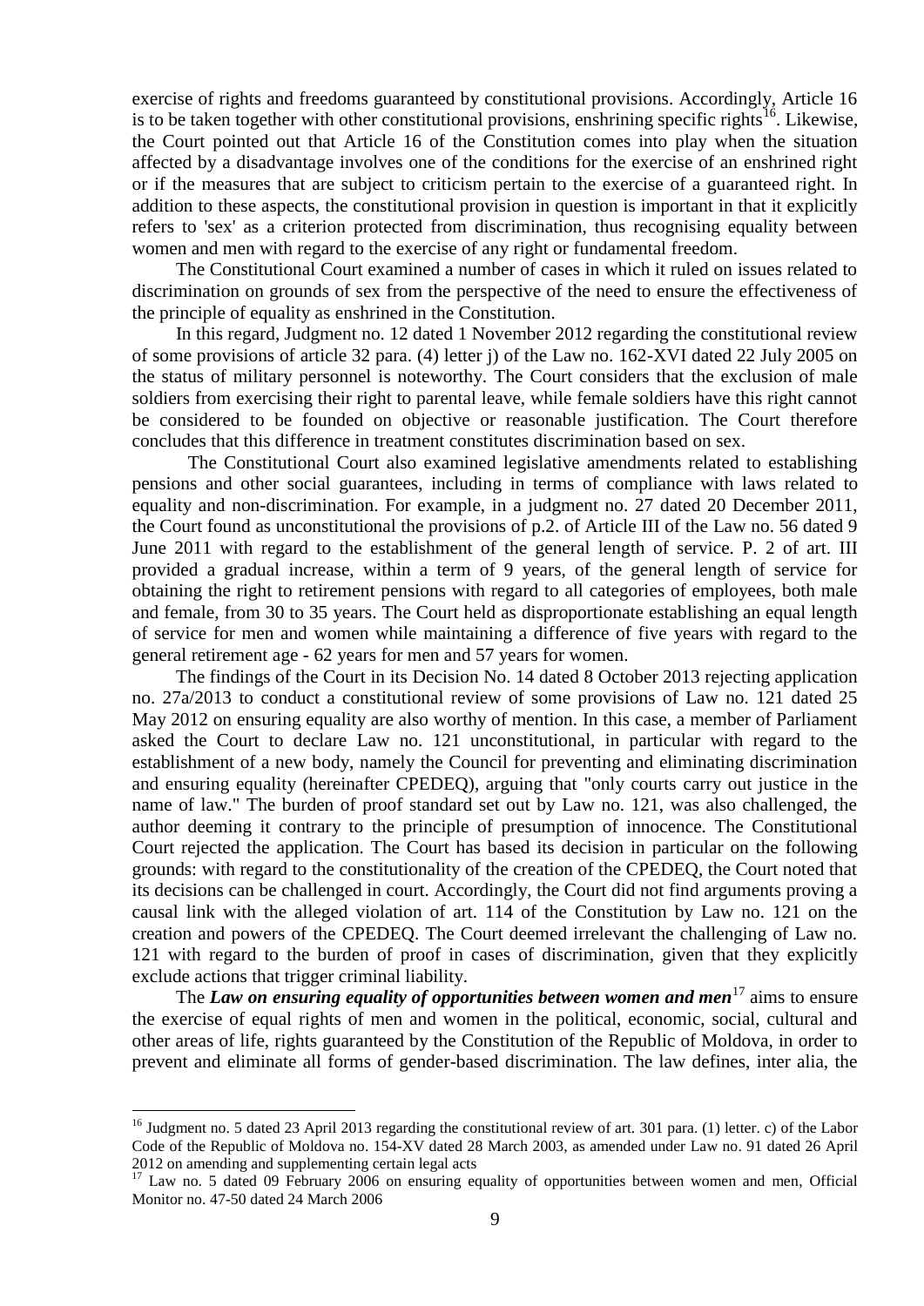exercise of rights and freedoms guaranteed by constitutional provisions. Accordingly, Article 16 is to be taken together with other constitutional provisions, enshrining specific rights[16]. Likewise, the Court pointed out that Article 16 of the Constitution comes into play when the situation affected by a disadvantage involves one of the conditions for the exercise of an enshrined right or if the measures that are subject to criticism pertain to the exercise of a guaranteed right. In addition to these aspects, the constitutional provision in question is important in that it explicitly refers to 'sex' as a criterion protected from discrimination, thus recognising equality between women and men with regard to the exercise of any right or fundamental freedom.

The Constitutional Court examined a number of cases in which it ruled on issues related to discrimination on grounds of sex from the perspective of the need to ensure the effectiveness of the principle of equality as enshrined in the Constitution.

In this regard, Judgment no. 12 dated 1 November 2012 regarding the constitutional review of some provisions of article 32 para. (4) letter j) of the Law no. 162-XVI dated 22 July 2005 on the status of military personnel is noteworthy. The Court considers that the exclusion of male soldiers from exercising their right to parental leave, while female soldiers have this right cannot be considered to be founded on objective or reasonable justification. The Court therefore concludes that this difference in treatment constitutes discrimination based on sex.

The Constitutional Court also examined legislative amendments related to establishing pensions and other social guarantees, including in terms of compliance with laws related to equality and non-discrimination. For example, in a judgment no. 27 dated 20 December 2011, the Court found as unconstitutional the provisions of p.2. of Article III of the Law no. 56 dated 9 June 2011 with regard to the establishment of the general length of service. P. 2 of art. III provided a gradual increase, within a term of 9 years, of the general length of service for obtaining the right to retirement pensions with regard to all categories of employees, both male and female, from 30 to 35 years. The Court held as disproportionate establishing an equal length of service for men and women while maintaining a difference of five years with regard to the general retirement age - 62 years for men and 57 years for women.

The findings of the Court in its Decision No. 14 dated 8 October 2013 rejecting application no. 27a/2013 to conduct a constitutional review of some provisions of Law no. 121 dated 25 May 2012 on ensuring equality are also worthy of mention. In this case, a member of Parliament asked the Court to declare Law no. 121 unconstitutional, in particular with regard to the establishment of a new body, namely the Council for preventing and eliminating discrimination and ensuring equality (hereinafter CPEDEQ), arguing that "only courts carry out justice in the name of law." The burden of proof standard set out by Law no. 121, was also challenged, the author deeming it contrary to the principle of presumption of innocence. The Constitutional Court rejected the application. The Court has based its decision in particular on the following grounds: with regard to the constitutionality of the creation of the CPEDEQ, the Court noted that its decisions can be challenged in court. Accordingly, the Court did not find arguments proving a causal link with the alleged violation of art. 114 of the Constitution by Law no. 121 on the creation and powers of the CPEDEQ. The Court deemed irrelevant the challenging of Law no. 121 with regard to the burden of proof in cases of discrimination, given that they explicitly exclude actions that trigger criminal liability.

The ***Law on ensuring equality of opportunities between women and men***[17] aims to ensure the exercise of equal rights of men and women in the political, economic, social, cultural and other areas of life, rights guaranteed by the Constitution of the Republic of Moldova, in order to prevent and eliminate all forms of gender-based discrimination. The law defines, inter alia, the

---

[16] Judgment no. 5 dated 23 April 2013 regarding the constitutional review of art. 301 para. (1) letter. c) of the Labor Code of the Republic of Moldova no. 154-XV dated 28 March 2003, as amended under Law no. 91 dated 26 April 2012 on amending and supplementing certain legal acts

[17] Law no. 5 dated 09 February 2006 on ensuring equality of opportunities between women and men, Official Monitor no. 47-50 dated 24 March 2006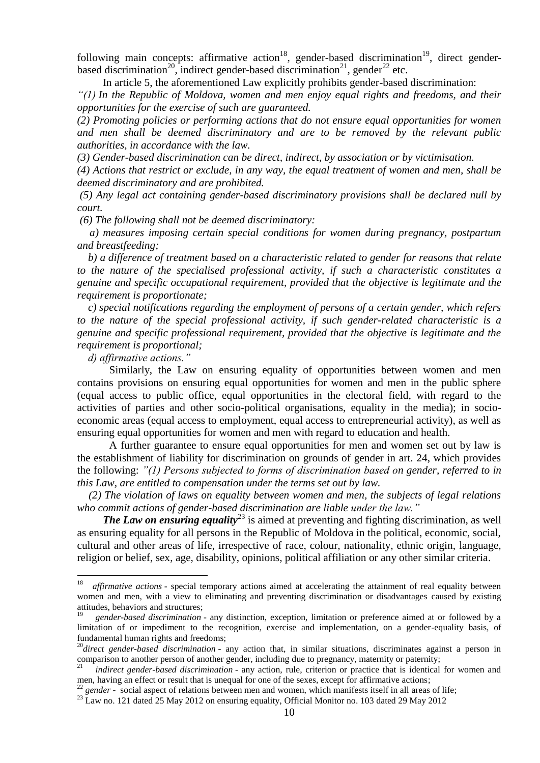following main concepts: affirmative action[18], gender-based discrimination[19], direct gender-based discrimination[20], indirect gender-based discrimination[21], gender[22] etc.

In article 5, the aforementioned Law explicitly prohibits gender-based discrimination:

*"(1) In the Republic of Moldova, women and men enjoy equal rights and freedoms, and their opportunities for the exercise of such are guaranteed.*

*(2) Promoting policies or performing actions that do not ensure equal opportunities for women and men shall be deemed discriminatory and are to be removed by the relevant public authorities, in accordance with the law.*

*(3) Gender-based discrimination can be direct, indirect, by association or by victimisation.*

*(4) Actions that restrict or exclude, in any way, the equal treatment of women and men, shall be deemed discriminatory and are prohibited.*

*(5) Any legal act containing gender-based discriminatory provisions shall be declared null by court.*

*(6) The following shall not be deemed discriminatory:*

*a) measures imposing certain special conditions for women during pregnancy, postpartum and breastfeeding;*

*b) a difference of treatment based on a characteristic related to gender for reasons that relate to the nature of the specialised professional activity, if such a characteristic constitutes a genuine and specific occupational requirement, provided that the objective is legitimate and the requirement is proportionate;*

*c) special notifications regarding the employment of persons of a certain gender, which refers to the nature of the special professional activity, if such gender-related characteristic is a genuine and specific professional requirement, provided that the objective is legitimate and the requirement is proportional;*

*d) affirmative actions."*

Similarly, the Law on ensuring equality of opportunities between women and men contains provisions on ensuring equal opportunities for women and men in the public sphere (equal access to public office, equal opportunities in the electoral field, with regard to the activities of parties and other socio-political organisations, equality in the media); in socio-economic areas (equal access to employment, equal access to entrepreneurial activity), as well as ensuring equal opportunities for women and men with regard to education and health.

A further guarantee to ensure equal opportunities for men and women set out by law is the establishment of liability for discrimination on grounds of gender in art. 24, which provides the following: *"(1) Persons subjected to forms of discrimination based on gender, referred to in this Law, are entitled to compensation under the terms set out by law.*

*(2) The violation of laws on equality between women and men, the subjects of legal relations who commit actions of gender-based discrimination are liable under the law."*

***The Law on ensuring equality***[23] is aimed at preventing and fighting discrimination, as well as ensuring equality for all persons in the Republic of Moldova in the political, economic, social, cultural and other areas of life, irrespective of race, colour, nationality, ethnic origin, language, religion or belief, sex, age, disability, opinions, political affiliation or any other similar criteria.

---

[18] *affirmative actions* - special temporary actions aimed at accelerating the attainment of real equality between women and men, with a view to eliminating and preventing discrimination or disadvantages caused by existing attitudes, behaviors and structures;

[19] *gender-based discrimination* - any distinction, exception, limitation or preference aimed at or followed by a limitation of or impediment to the recognition, exercise and implementation, on a gender-equality basis, of fundamental human rights and freedoms;

[20] *direct gender-based discrimination* - any action that, in similar situations, discriminates against a person in comparison to another person of another gender, including due to pregnancy, maternity or paternity;

[21] *indirect gender-based discrimination* - any action, rule, criterion or practice that is identical for women and men, having an effect or result that is unequal for one of the sexes, except for affirmative actions;

[22] *gender* - social aspect of relations between men and women, which manifests itself in all areas of life;

[23] Law no. 121 dated 25 May 2012 on ensuring equality, Official Monitor no. 103 dated 29 May 2012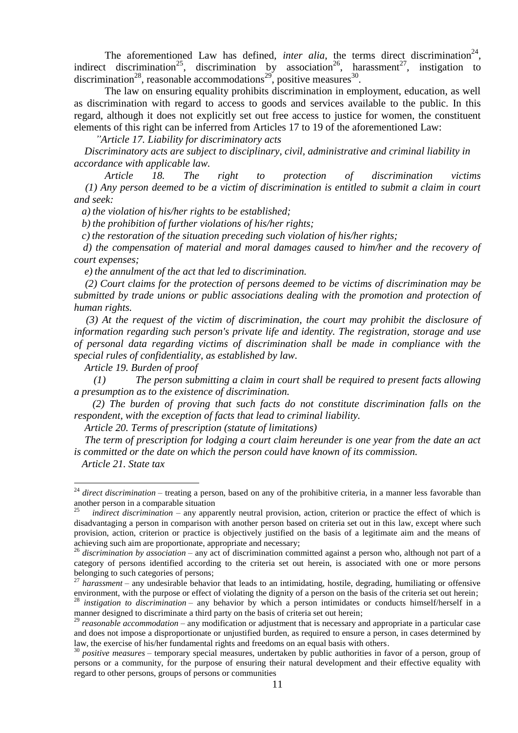The aforementioned Law has defined, *inter alia*, the terms direct discrimination[24], indirect discrimination[25], discrimination by association[26], harassment[27], instigation to discrimination[28], reasonable accommodations[29], positive measures[30].

The law on ensuring equality prohibits discrimination in employment, education, as well as discrimination with regard to access to goods and services available to the public. In this regard, although it does not explicitly set out free access to justice for women, the constituent elements of this right can be inferred from Articles 17 to 19 of the aforementioned Law:

*"Article 17. Liability for discriminatory acts*

*Discriminatory acts are subject to disciplinary, civil, administrative and criminal liability in accordance with applicable law.*

*Article 18. The right to protection of discrimination victims*

*(1) Any person deemed to be a victim of discrimination is entitled to submit a claim in court and seek:*

*a) the violation of his/her rights to be established;*

*b) the prohibition of further violations of his/her rights;*

*c) the restoration of the situation preceding such violation of his/her rights;*

*d) the compensation of material and moral damages caused to him/her and the recovery of court expenses;*

*e) the annulment of the act that led to discrimination.*

*(2) Court claims for the protection of persons deemed to be victims of discrimination may be submitted by trade unions or public associations dealing with the promotion and protection of human rights.*

*(3) At the request of the victim of discrimination, the court may prohibit the disclosure of information regarding such person's private life and identity. The registration, storage and use of personal data regarding victims of discrimination shall be made in compliance with the special rules of confidentiality, as established by law.*

*Article 19. Burden of proof*

*(1) The person submitting a claim in court shall be required to present facts allowing a presumption as to the existence of discrimination.*

*(2) The burden of proving that such facts do not constitute discrimination falls on the respondent, with the exception of facts that lead to criminal liability.*

*Article 20. Terms of prescription (statute of limitations)*

*The term of prescription for lodging a court claim hereunder is one year from the date an act is committed or the date on which the person could have known of its commission.*

*Article 21. State tax*

---

[24] *direct discrimination* – treating a person, based on any of the prohibitive criteria, in a manner less favorable than another person in a comparable situation

[25] *indirect discrimination* – any apparently neutral provision, action, criterion or practice the effect of which is disadvantaging a person in comparison with another person based on criteria set out in this law, except where such provision, action, criterion or practice is objectively justified on the basis of a legitimate aim and the means of achieving such aim are proportionate, appropriate and necessary;

[26] *discrimination by association* – any act of discrimination committed against a person who, although not part of a category of persons identified according to the criteria set out herein, is associated with one or more persons belonging to such categories of persons;

[27] *harassment* – any undesirable behavior that leads to an intimidating, hostile, degrading, humiliating or offensive environment, with the purpose or effect of violating the dignity of a person on the basis of the criteria set out herein;

[28] *instigation to discrimination* – any behavior by which a person intimidates or conducts himself/herself in a manner designed to discriminate a third party on the basis of criteria set out herein;

[29] *reasonable accommodation* – any modification or adjustment that is necessary and appropriate in a particular case and does not impose a disproportionate or unjustified burden, as required to ensure a person, in cases determined by law, the exercise of his/her fundamental rights and freedoms on an equal basis with others.

[30] *positive measures* – temporary special measures, undertaken by public authorities in favor of a person, group of persons or a community, for the purpose of ensuring their natural development and their effective equality with regard to other persons, groups of persons or communities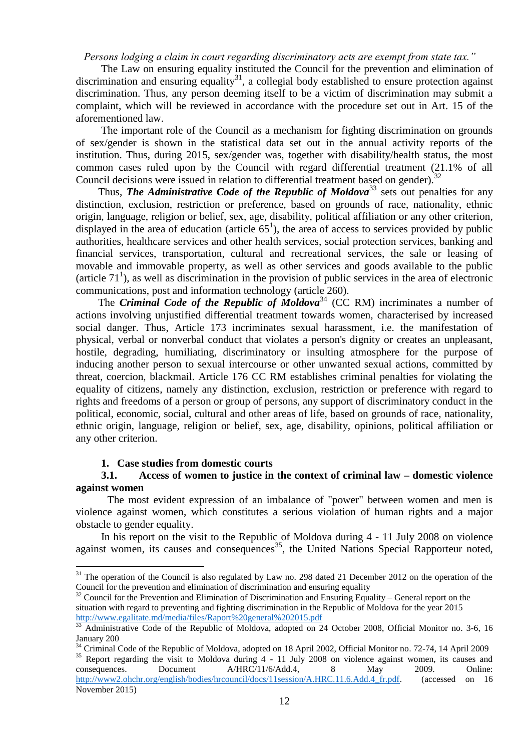*Persons lodging a claim in court regarding discriminatory acts are exempt from state tax."*

The Law on ensuring equality instituted the Council for the prevention and elimination of discrimination and ensuring equality[31], a collegial body established to ensure protection against discrimination. Thus, any person deeming itself to be a victim of discrimination may submit a complaint, which will be reviewed in accordance with the procedure set out in Art. 15 of the aforementioned law.

The important role of the Council as a mechanism for fighting discrimination on grounds of sex/gender is shown in the statistical data set out in the annual activity reports of the institution. Thus, during 2015, sex/gender was, together with disability/health status, the most common cases ruled upon by the Council with regard differential treatment (21.1% of all Council decisions were issued in relation to differential treatment based on gender).[32]

Thus, ***The Administrative Code of the Republic of Moldova***[33] sets out penalties for any distinction, exclusion, restriction or preference, based on grounds of race, nationality, ethnic origin, language, religion or belief, sex, age, disability, political affiliation or any other criterion, displayed in the area of education (article $65^1$), the area of access to services provided by public authorities, healthcare services and other health services, social protection services, banking and financial services, transportation, cultural and recreational services, the sale or leasing of movable and immovable property, as well as other services and goods available to the public (article $71^1$), as well as discrimination in the provision of public services in the area of electronic communications, post and information technology (article 260).

The ***Criminal Code of the Republic of Moldova***[34] (CC RM) incriminates a number of actions involving unjustified differential treatment towards women, characterised by increased social danger. Thus, Article 173 incriminates sexual harassment, i.e. the manifestation of physical, verbal or nonverbal conduct that violates a person's dignity or creates an unpleasant, hostile, degrading, humiliating, discriminatory or insulting atmosphere for the purpose of inducing another person to sexual intercourse or other unwanted sexual actions, committed by threat, coercion, blackmail. Article 176 CC RM establishes criminal penalties for violating the equality of citizens, namely any distinction, exclusion, restriction or preference with regard to rights and freedoms of a person or group of persons, any support of discriminatory conduct in the political, economic, social, cultural and other areas of life, based on grounds of race, nationality, ethnic origin, language, religion or belief, sex, age, disability, opinions, political affiliation or any other criterion.

## 1. Case studies from domestic courts

### 3.1. Access of women to justice in the context of criminal law – domestic violence against women

The most evident expression of an imbalance of "power" between women and men is violence against women, which constitutes a serious violation of human rights and a major obstacle to gender equality.

In his report on the visit to the Republic of Moldova during 4 - 11 July 2008 on violence against women, its causes and consequences[35], the United Nations Special Rapporteur noted,

---

[31] The operation of the Council is also regulated by Law no. 298 dated 21 December 2012 on the operation of the Council for the prevention and elimination of discrimination and ensuring equality

[32] Council for the Prevention and Elimination of Discrimination and Ensuring Equality – General report on the situation with regard to preventing and fighting discrimination in the Republic of Moldova for the year 2015 http://www.egalitate.md/media/files/Raport%20general%202015.pdf

[33] Administrative Code of the Republic of Moldova, adopted on 24 October 2008, Official Monitor no. 3-6, 16 January 200

[34] Criminal Code of the Republic of Moldova, adopted on 18 April 2002, Official Monitor no. 72-74, 14 April 2009

[35] Report regarding the visit to Moldova during 4 - 11 July 2008 on violence against women, its causes and consequences. Document A/HRC/11/6/Add.4, 8 May 2009. Online: http://www2.ohchr.org/english/bodies/hrcouncil/docs/11session/A.HRC.11.6.Add.4_fr.pdf. (accessed on 16 November 2015)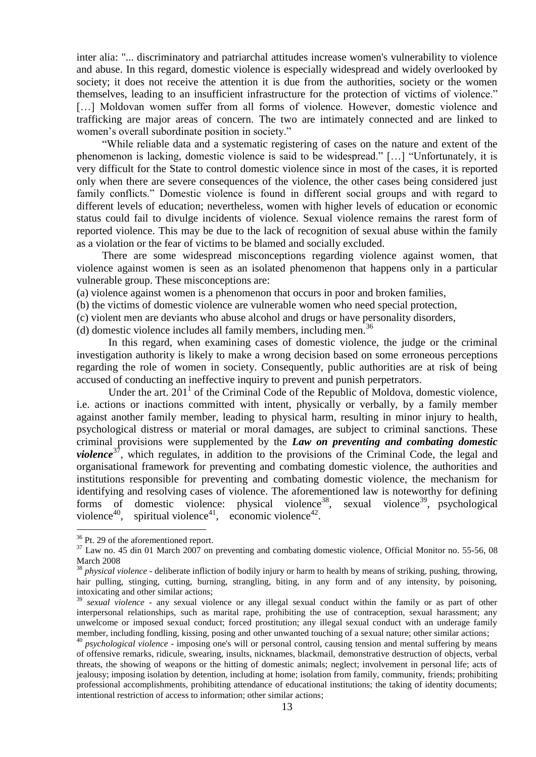inter alia: "... discriminatory and patriarchal attitudes increase women's vulnerability to violence and abuse. In this regard, domestic violence is especially widespread and widely overlooked by society; it does not receive the attention it is due from the authorities, society or the women themselves, leading to an insufficient infrastructure for the protection of victims of violence." […] Moldovan women suffer from all forms of violence. However, domestic violence and trafficking are major areas of concern. The two are intimately connected and are linked to women's overall subordinate position in society."

"While reliable data and a systematic registering of cases on the nature and extent of the phenomenon is lacking, domestic violence is said to be widespread." […] "Unfortunately, it is very difficult for the State to control domestic violence since in most of the cases, it is reported only when there are severe consequences of the violence, the other cases being considered just family conflicts." Domestic violence is found in different social groups and with regard to different levels of education; nevertheless, women with higher levels of education or economic status could fail to divulge incidents of violence. Sexual violence remains the rarest form of reported violence. This may be due to the lack of recognition of sexual abuse within the family as a violation or the fear of victims to be blamed and socially excluded.

There are some widespread misconceptions regarding violence against women, that violence against women is seen as an isolated phenomenon that happens only in a particular vulnerable group. These misconceptions are:

(a) violence against women is a phenomenon that occurs in poor and broken families,

(b) the victims of domestic violence are vulnerable women who need special protection,

(c) violent men are deviants who abuse alcohol and drugs or have personality disorders,

(d) domestic violence includes all family members, including men.[36]

In this regard, when examining cases of domestic violence, the judge or the criminal investigation authority is likely to make a wrong decision based on some erroneous perceptions regarding the role of women in society. Consequently, public authorities are at risk of being accused of conducting an ineffective inquiry to prevent and punish perpetrators.

Under the art. 201[1] of the Criminal Code of the Republic of Moldova, domestic violence, i.e. actions or inactions committed with intent, physically or verbally, by a family member against another family member, leading to physical harm, resulting in minor injury to health, psychological distress or material or moral damages, are subject to criminal sanctions. These criminal provisions were supplemented by the ***Law on preventing and combating domestic violence***[37], which regulates, in addition to the provisions of the Criminal Code, the legal and organisational framework for preventing and combating domestic violence, the authorities and institutions responsible for preventing and combating domestic violence, the mechanism for identifying and resolving cases of violence. The aforementioned law is noteworthy for defining forms of domestic violence: physical violence[38], sexual violence[39], psychological violence[40], spiritual violence[41], economic violence[42].

---

[36] Pt. 29 of the aforementioned report.

[37] Law no. 45 din 01 March 2007 on preventing and combating domestic violence, Official Monitor no. 55-56, 08 March 2008

[38] *physical violence* - deliberate infliction of bodily injury or harm to health by means of striking, pushing, throwing, hair pulling, stinging, cutting, burning, strangling, biting, in any form and of any intensity, by poisoning, intoxicating and other similar actions;

[39] *sexual violence* - any sexual violence or any illegal sexual conduct within the family or as part of other interpersonal relationships, such as marital rape, prohibiting the use of contraception, sexual harassment; any unwelcome or imposed sexual conduct; forced prostitution; any illegal sexual conduct with an underage family member, including fondling, kissing, posing and other unwanted touching of a sexual nature; other similar actions;

[40] *psychological violence* - imposing one's will or personal control, causing tension and mental suffering by means of offensive remarks, ridicule, swearing, insults, nicknames, blackmail, demonstrative destruction of objects, verbal threats, the showing of weapons or the hitting of domestic animals; neglect; involvement in personal life; acts of jealousy; imposing isolation by detention, including at home; isolation from family, community, friends; prohibiting professional accomplishments, prohibiting attendance of educational institutions; the taking of identity documents; intentional restriction of access to information; other similar actions;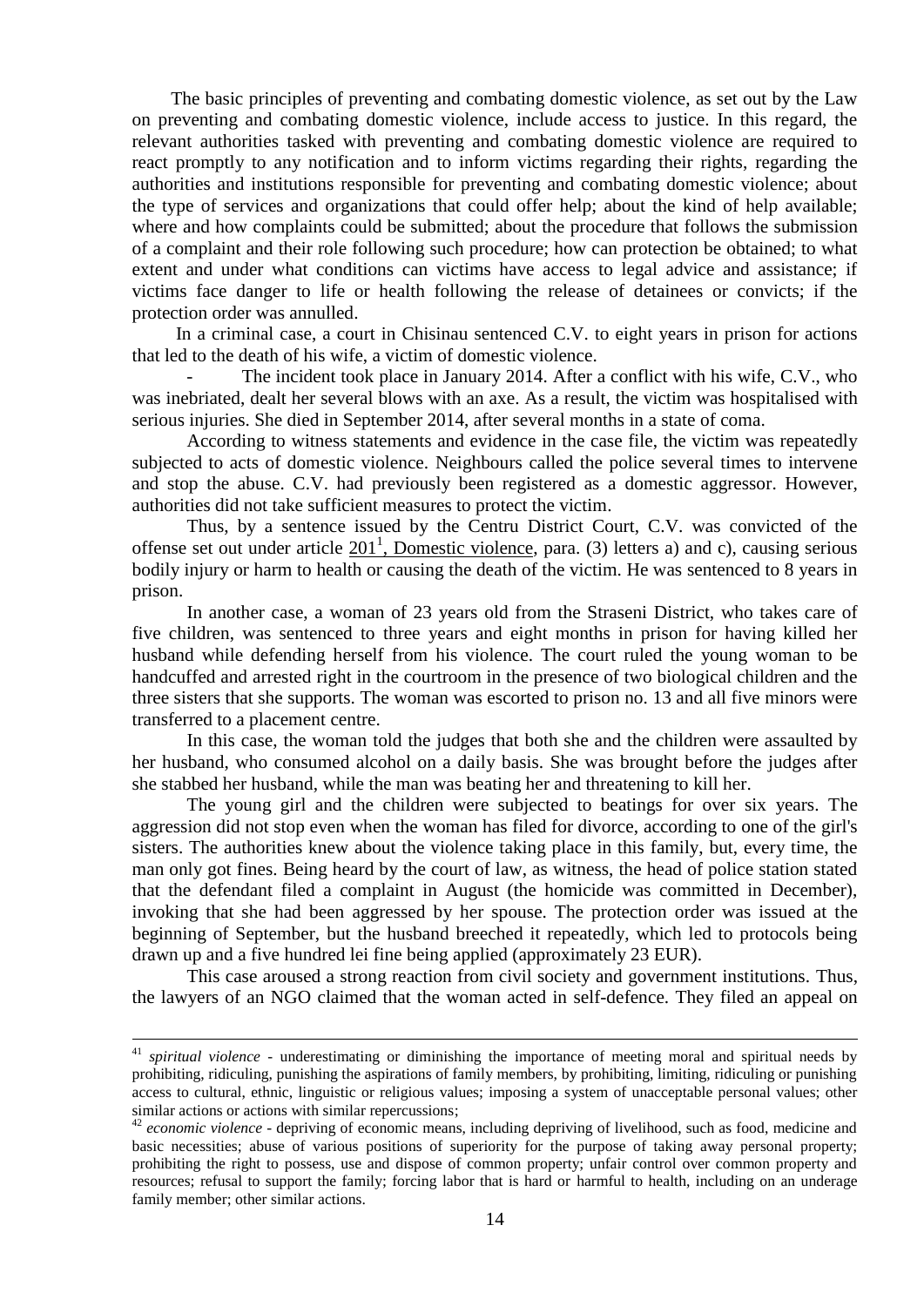The basic principles of preventing and combating domestic violence, as set out by the Law on preventing and combating domestic violence, include access to justice. In this regard, the relevant authorities tasked with preventing and combating domestic violence are required to react promptly to any notification and to inform victims regarding their rights, regarding the authorities and institutions responsible for preventing and combating domestic violence; about the type of services and organizations that could offer help; about the kind of help available; where and how complaints could be submitted; about the procedure that follows the submission of a complaint and their role following such procedure; how can protection be obtained; to what extent and under what conditions can victims have access to legal advice and assistance; if victims face danger to life or health following the release of detainees or convicts; if the protection order was annulled.

In a criminal case, a court in Chisinau sentenced C.V. to eight years in prison for actions that led to the death of his wife, a victim of domestic violence.

- The incident took place in January 2014. After a conflict with his wife, C.V., who was inebriated, dealt her several blows with an axe. As a result, the victim was hospitalised with serious injuries. She died in September 2014, after several months in a state of coma.

According to witness statements and evidence in the case file, the victim was repeatedly subjected to acts of domestic violence. Neighbours called the police several times to intervene and stop the abuse. C.V. had previously been registered as a domestic aggressor. However, authorities did not take sufficient measures to protect the victim.

Thus, by a sentence issued by the Centru District Court, C.V. was convicted of the offense set out under article 201[1], Domestic violence, para. (3) letters a) and c), causing serious bodily injury or harm to health or causing the death of the victim. He was sentenced to 8 years in prison.

In another case, a woman of 23 years old from the Straseni District, who takes care of five children, was sentenced to three years and eight months in prison for having killed her husband while defending herself from his violence. The court ruled the young woman to be handcuffed and arrested right in the courtroom in the presence of two biological children and the three sisters that she supports. The woman was escorted to prison no. 13 and all five minors were transferred to a placement centre.

In this case, the woman told the judges that both she and the children were assaulted by her husband, who consumed alcohol on a daily basis. She was brought before the judges after she stabbed her husband, while the man was beating her and threatening to kill her.

The young girl and the children were subjected to beatings for over six years. The aggression did not stop even when the woman has filed for divorce, according to one of the girl's sisters. The authorities knew about the violence taking place in this family, but, every time, the man only got fines. Being heard by the court of law, as witness, the head of police station stated that the defendant filed a complaint in August (the homicide was committed in December), invoking that she had been aggressed by her spouse. The protection order was issued at the beginning of September, but the husband breeched it repeatedly, which led to protocols being drawn up and a five hundred lei fine being applied (approximately 23 EUR).

This case aroused a strong reaction from civil society and government institutions. Thus, the lawyers of an NGO claimed that the woman acted in self-defence. They filed an appeal on

---

[41] *spiritual violence* - underestimating or diminishing the importance of meeting moral and spiritual needs by prohibiting, ridiculing, punishing the aspirations of family members, by prohibiting, limiting, ridiculing or punishing access to cultural, ethnic, linguistic or religious values; imposing a system of unacceptable personal values; other similar actions or actions with similar repercussions;

[42] *economic violence* - depriving of economic means, including depriving of livelihood, such as food, medicine and basic necessities; abuse of various positions of superiority for the purpose of taking away personal property; prohibiting the right to possess, use and dispose of common property; unfair control over common property and resources; refusal to support the family; forcing labor that is hard or harmful to health, including on an underage family member; other similar actions.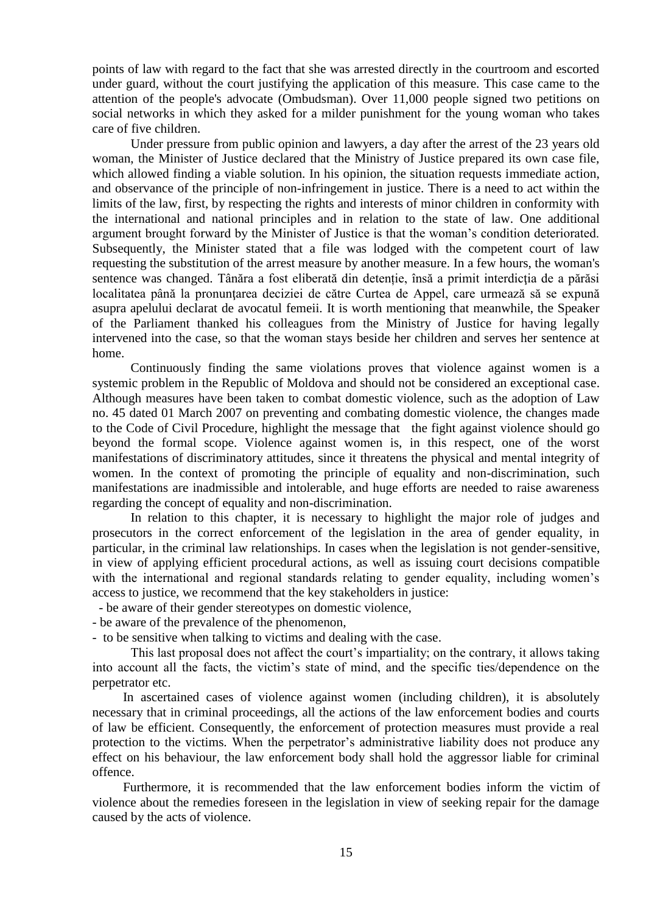points of law with regard to the fact that she was arrested directly in the courtroom and escorted under guard, without the court justifying the application of this measure. This case came to the attention of the people's advocate (Ombudsman). Over 11,000 people signed two petitions on social networks in which they asked for a milder punishment for the young woman who takes care of five children.

Under pressure from public opinion and lawyers, a day after the arrest of the 23 years old woman, the Minister of Justice declared that the Ministry of Justice prepared its own case file, which allowed finding a viable solution. In his opinion, the situation requests immediate action, and observance of the principle of non-infringement in justice. There is a need to act within the limits of the law, first, by respecting the rights and interests of minor children in conformity with the international and national principles and in relation to the state of law. One additional argument brought forward by the Minister of Justice is that the woman's condition deteriorated. Subsequently, the Minister stated that a file was lodged with the competent court of law requesting the substitution of the arrest measure by another measure. In a few hours, the woman's sentence was changed. Tânăra a fost eliberată din detenție, însă a primit interdicţia de a părăsi localitatea până la pronunțarea deciziei de către Curtea de Appel, care urmează să se expună asupra apelului declarat de avocatul femeii. It is worth mentioning that meanwhile, the Speaker of the Parliament thanked his colleagues from the Ministry of Justice for having legally intervened into the case, so that the woman stays beside her children and serves her sentence at home.

Continuously finding the same violations proves that violence against women is a systemic problem in the Republic of Moldova and should not be considered an exceptional case. Although measures have been taken to combat domestic violence, such as the adoption of Law no. 45 dated 01 March 2007 on preventing and combating domestic violence, the changes made to the Code of Civil Procedure, highlight the message that the fight against violence should go beyond the formal scope. Violence against women is, in this respect, one of the worst manifestations of discriminatory attitudes, since it threatens the physical and mental integrity of women. In the context of promoting the principle of equality and non-discrimination, such manifestations are inadmissible and intolerable, and huge efforts are needed to raise awareness regarding the concept of equality and non-discrimination.

In relation to this chapter, it is necessary to highlight the major role of judges and prosecutors in the correct enforcement of the legislation in the area of gender equality, in particular, in the criminal law relationships. In cases when the legislation is not gender-sensitive, in view of applying efficient procedural actions, as well as issuing court decisions compatible with the international and regional standards relating to gender equality, including women's access to justice, we recommend that the key stakeholders in justice:

- be aware of their gender stereotypes on domestic violence,
- be aware of the prevalence of the phenomenon,
- to be sensitive when talking to victims and dealing with the case.

This last proposal does not affect the court's impartiality; on the contrary, it allows taking into account all the facts, the victim's state of mind, and the specific ties/dependence on the perpetrator etc.

In ascertained cases of violence against women (including children), it is absolutely necessary that in criminal proceedings, all the actions of the law enforcement bodies and courts of law be efficient. Consequently, the enforcement of protection measures must provide a real protection to the victims. When the perpetrator's administrative liability does not produce any effect on his behaviour, the law enforcement body shall hold the aggressor liable for criminal offence.

Furthermore, it is recommended that the law enforcement bodies inform the victim of violence about the remedies foreseen in the legislation in view of seeking repair for the damage caused by the acts of violence.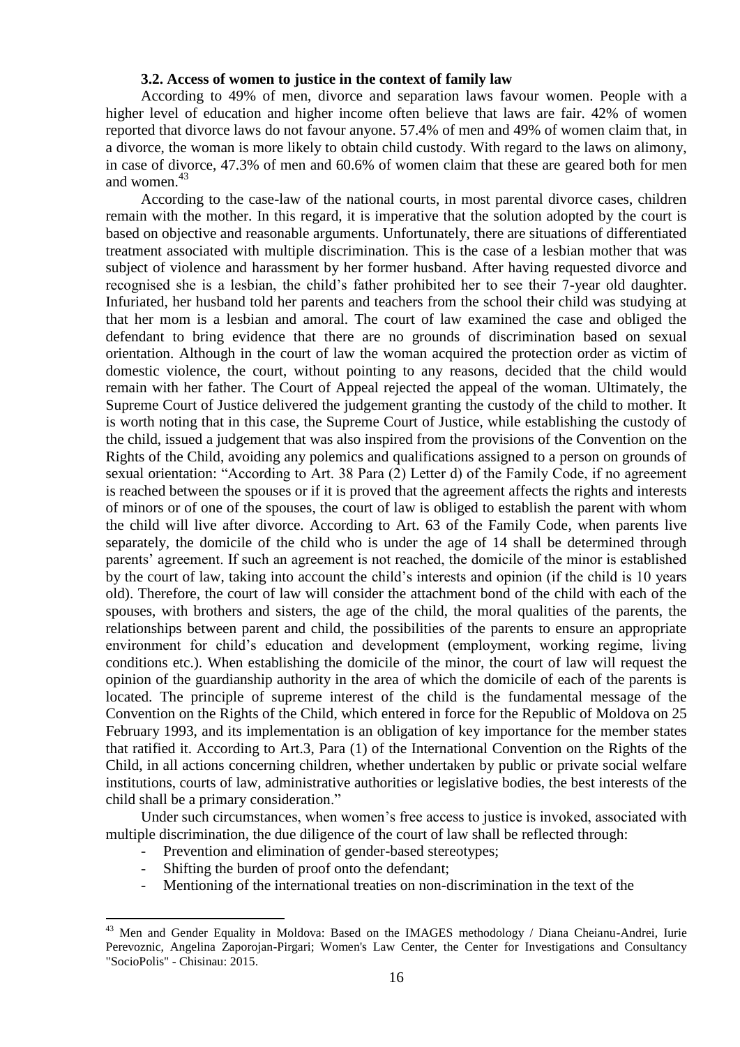### 3.2. Access of women to justice in the context of family law

According to 49% of men, divorce and separation laws favour women. People with a higher level of education and higher income often believe that laws are fair. 42% of women reported that divorce laws do not favour anyone. 57.4% of men and 49% of women claim that, in a divorce, the woman is more likely to obtain child custody. With regard to the laws on alimony, in case of divorce, 47.3% of men and 60.6% of women claim that these are geared both for men and women.[43]

According to the case-law of the national courts, in most parental divorce cases, children remain with the mother. In this regard, it is imperative that the solution adopted by the court is based on objective and reasonable arguments. Unfortunately, there are situations of differentiated treatment associated with multiple discrimination. This is the case of a lesbian mother that was subject of violence and harassment by her former husband. After having requested divorce and recognised she is a lesbian, the child's father prohibited her to see their 7-year old daughter. Infuriated, her husband told her parents and teachers from the school their child was studying at that her mom is a lesbian and amoral. The court of law examined the case and obliged the defendant to bring evidence that there are no grounds of discrimination based on sexual orientation. Although in the court of law the woman acquired the protection order as victim of domestic violence, the court, without pointing to any reasons, decided that the child would remain with her father. The Court of Appeal rejected the appeal of the woman. Ultimately, the Supreme Court of Justice delivered the judgement granting the custody of the child to mother. It is worth noting that in this case, the Supreme Court of Justice, while establishing the custody of the child, issued a judgement that was also inspired from the provisions of the Convention on the Rights of the Child, avoiding any polemics and qualifications assigned to a person on grounds of sexual orientation: "According to Art. 38 Para (2) Letter d) of the Family Code, if no agreement is reached between the spouses or if it is proved that the agreement affects the rights and interests of minors or of one of the spouses, the court of law is obliged to establish the parent with whom the child will live after divorce. According to Art. 63 of the Family Code, when parents live separately, the domicile of the child who is under the age of 14 shall be determined through parents' agreement. If such an agreement is not reached, the domicile of the minor is established by the court of law, taking into account the child's interests and opinion (if the child is 10 years old). Therefore, the court of law will consider the attachment bond of the child with each of the spouses, with brothers and sisters, the age of the child, the moral qualities of the parents, the relationships between parent and child, the possibilities of the parents to ensure an appropriate environment for child's education and development (employment, working regime, living conditions etc.). When establishing the domicile of the minor, the court of law will request the opinion of the guardianship authority in the area of which the domicile of each of the parents is located. The principle of supreme interest of the child is the fundamental message of the Convention on the Rights of the Child, which entered in force for the Republic of Moldova on 25 February 1993, and its implementation is an obligation of key importance for the member states that ratified it. According to Art.3, Para (1) of the International Convention on the Rights of the Child, in all actions concerning children, whether undertaken by public or private social welfare institutions, courts of law, administrative authorities or legislative bodies, the best interests of the child shall be a primary consideration."

Under such circumstances, when women's free access to justice is invoked, associated with multiple discrimination, the due diligence of the court of law shall be reflected through:

- Prevention and elimination of gender-based stereotypes;
- Shifting the burden of proof onto the defendant;
- Mentioning of the international treaties on non-discrimination in the text of the

[43] Men and Gender Equality in Moldova: Based on the IMAGES methodology / Diana Cheianu-Andrei, Iurie Perevoznic, Angelina Zaporojan-Pirgari; Women's Law Center, the Center for Investigations and Consultancy "SocioPolis" - Chisinau: 2015.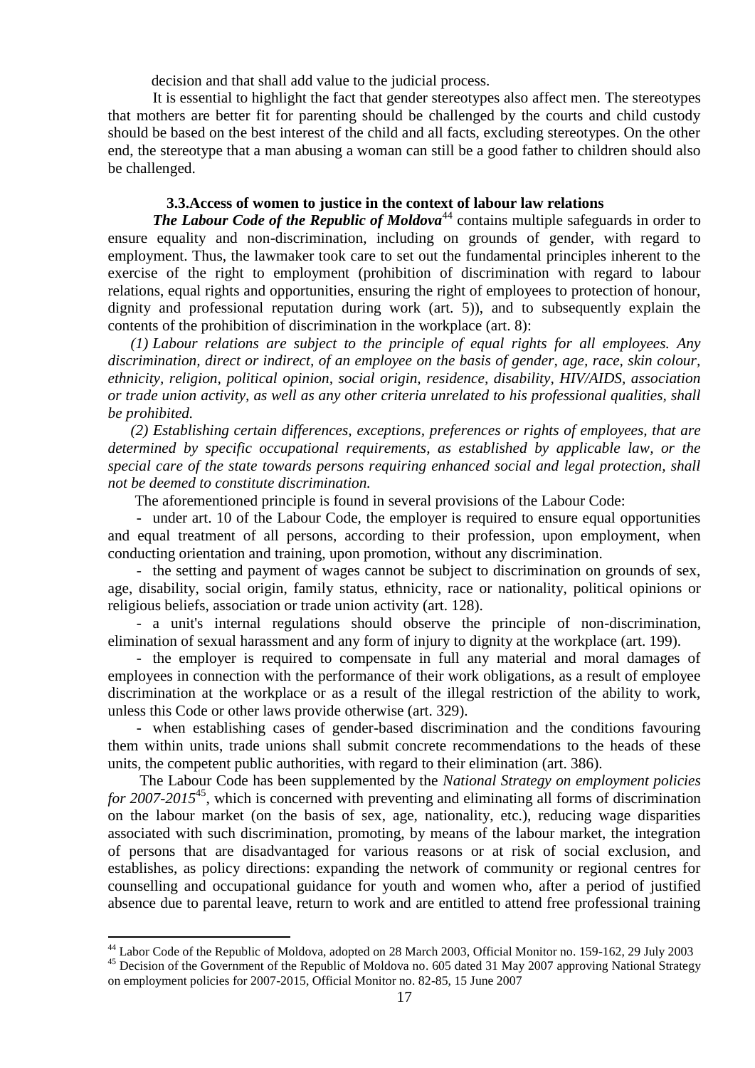decision and that shall add value to the judicial process.

It is essential to highlight the fact that gender stereotypes also affect men. The stereotypes that mothers are better fit for parenting should be challenged by the courts and child custody should be based on the best interest of the child and all facts, excluding stereotypes. On the other end, the stereotype that a man abusing a woman can still be a good father to children should also be challenged.

### 3.3. Access of women to justice in the context of labour law relations

***The Labour Code of the Republic of Moldova***[44] contains multiple safeguards in order to ensure equality and non-discrimination, including on grounds of gender, with regard to employment. Thus, the lawmaker took care to set out the fundamental principles inherent to the exercise of the right to employment (prohibition of discrimination with regard to labour relations, equal rights and opportunities, ensuring the right of employees to protection of honour, dignity and professional reputation during work (art. 5)), and to subsequently explain the contents of the prohibition of discrimination in the workplace (art. 8):

*(1) Labour relations are subject to the principle of equal rights for all employees. Any discrimination, direct or indirect, of an employee on the basis of gender, age, race, skin colour, ethnicity, religion, political opinion, social origin, residence, disability, HIV/AIDS, association or trade union activity, as well as any other criteria unrelated to his professional qualities, shall be prohibited.*

*(2) Establishing certain differences, exceptions, preferences or rights of employees, that are determined by specific occupational requirements, as established by applicable law, or the special care of the state towards persons requiring enhanced social and legal protection, shall not be deemed to constitute discrimination.*

The aforementioned principle is found in several provisions of the Labour Code:

- under art. 10 of the Labour Code, the employer is required to ensure equal opportunities and equal treatment of all persons, according to their profession, upon employment, when conducting orientation and training, upon promotion, without any discrimination.
- the setting and payment of wages cannot be subject to discrimination on grounds of sex, age, disability, social origin, family status, ethnicity, race or nationality, political opinions or religious beliefs, association or trade union activity (art. 128).
- a unit's internal regulations should observe the principle of non-discrimination, elimination of sexual harassment and any form of injury to dignity at the workplace (art. 199).
- the employer is required to compensate in full any material and moral damages of employees in connection with the performance of their work obligations, as a result of employee discrimination at the workplace or as a result of the illegal restriction of the ability to work, unless this Code or other laws provide otherwise (art. 329).
- when establishing cases of gender-based discrimination and the conditions favouring them within units, trade unions shall submit concrete recommendations to the heads of these units, the competent public authorities, with regard to their elimination (art. 386).

The Labour Code has been supplemented by the *National Strategy on employment policies for 2007-2015*[45], which is concerned with preventing and eliminating all forms of discrimination on the labour market (on the basis of sex, age, nationality, etc.), reducing wage disparities associated with such discrimination, promoting, by means of the labour market, the integration of persons that are disadvantaged for various reasons or at risk of social exclusion, and establishes, as policy directions: expanding the network of community or regional centres for counselling and occupational guidance for youth and women who, after a period of justified absence due to parental leave, return to work and are entitled to attend free professional training

---

[44] Labor Code of the Republic of Moldova, adopted on 28 March 2003, Official Monitor no. 159-162, 29 July 2003

[45] Decision of the Government of the Republic of Moldova no. 605 dated 31 May 2007 approving National Strategy on employment policies for 2007-2015, Official Monitor no. 82-85, 15 June 2007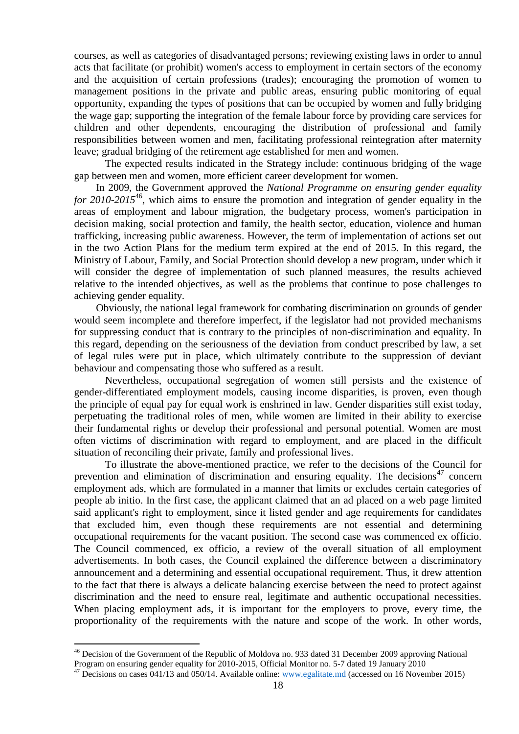courses, as well as categories of disadvantaged persons; reviewing existing laws in order to annul acts that facilitate (or prohibit) women's access to employment in certain sectors of the economy and the acquisition of certain professions (trades); encouraging the promotion of women to management positions in the private and public areas, ensuring public monitoring of equal opportunity, expanding the types of positions that can be occupied by women and fully bridging the wage gap; supporting the integration of the female labour force by providing care services for children and other dependents, encouraging the distribution of professional and family responsibilities between women and men, facilitating professional reintegration after maternity leave; gradual bridging of the retirement age established for men and women.

The expected results indicated in the Strategy include: continuous bridging of the wage gap between men and women, more efficient career development for women.

In 2009, the Government approved the *National Programme on ensuring gender equality for 2010-2015*[46], which aims to ensure the promotion and integration of gender equality in the areas of employment and labour migration, the budgetary process, women's participation in decision making, social protection and family, the health sector, education, violence and human trafficking, increasing public awareness. However, the term of implementation of actions set out in the two Action Plans for the medium term expired at the end of 2015. In this regard, the Ministry of Labour, Family, and Social Protection should develop a new program, under which it will consider the degree of implementation of such planned measures, the results achieved relative to the intended objectives, as well as the problems that continue to pose challenges to achieving gender equality.

Obviously, the national legal framework for combating discrimination on grounds of gender would seem incomplete and therefore imperfect, if the legislator had not provided mechanisms for suppressing conduct that is contrary to the principles of non-discrimination and equality. In this regard, depending on the seriousness of the deviation from conduct prescribed by law, a set of legal rules were put in place, which ultimately contribute to the suppression of deviant behaviour and compensating those who suffered as a result.

Nevertheless, occupational segregation of women still persists and the existence of gender-differentiated employment models, causing income disparities, is proven, even though the principle of equal pay for equal work is enshrined in law. Gender disparities still exist today, perpetuating the traditional roles of men, while women are limited in their ability to exercise their fundamental rights or develop their professional and personal potential. Women are most often victims of discrimination with regard to employment, and are placed in the difficult situation of reconciling their private, family and professional lives.

To illustrate the above-mentioned practice, we refer to the decisions of the Council for prevention and elimination of discrimination and ensuring equality. The decisions[47] concern employment ads, which are formulated in a manner that limits or excludes certain categories of people ab initio. In the first case, the applicant claimed that an ad placed on a web page limited said applicant's right to employment, since it listed gender and age requirements for candidates that excluded him, even though these requirements are not essential and determining occupational requirements for the vacant position. The second case was commenced ex officio. The Council commenced, ex officio, a review of the overall situation of all employment advertisements. In both cases, the Council explained the difference between a discriminatory announcement and a determining and essential occupational requirement. Thus, it drew attention to the fact that there is always a delicate balancing exercise between the need to protect against discrimination and the need to ensure real, legitimate and authentic occupational necessities. When placing employment ads, it is important for the employers to prove, every time, the proportionality of the requirements with the nature and scope of the work. In other words,

---

[46] Decision of the Government of the Republic of Moldova no. 933 dated 31 December 2009 approving National Program on ensuring gender equality for 2010-2015, Official Monitor no. 5-7 dated 19 January 2010

[47] Decisions on cases 041/13 and 050/14. Available online: www.egalitate.md (accessed on 16 November 2015)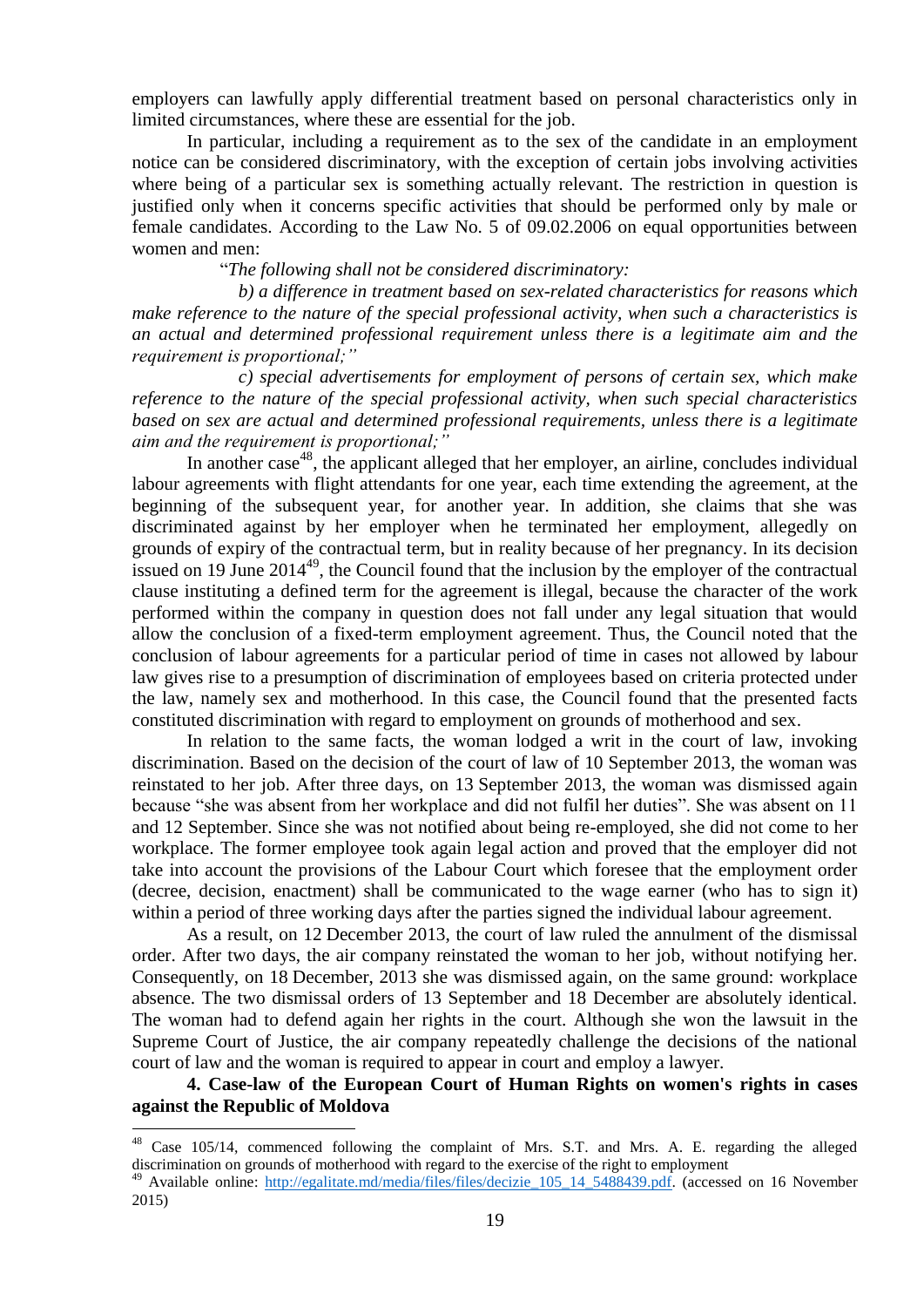employers can lawfully apply differential treatment based on personal characteristics only in limited circumstances, where these are essential for the job.

In particular, including a requirement as to the sex of the candidate in an employment notice can be considered discriminatory, with the exception of certain jobs involving activities where being of a particular sex is something actually relevant. The restriction in question is justified only when it concerns specific activities that should be performed only by male or female candidates. According to the Law No. 5 of 09.02.2006 on equal opportunities between women and men:

"*The following shall not be considered discriminatory:*

*b) a difference in treatment based on sex-related characteristics for reasons which make reference to the nature of the special professional activity, when such a characteristics is an actual and determined professional requirement unless there is a legitimate aim and the requirement is proportional;"*

*c) special advertisements for employment of persons of certain sex, which make reference to the nature of the special professional activity, when such special characteristics based on sex are actual and determined professional requirements, unless there is a legitimate aim and the requirement is proportional;"*

In another case[48], the applicant alleged that her employer, an airline, concludes individual labour agreements with flight attendants for one year, each time extending the agreement, at the beginning of the subsequent year, for another year. In addition, she claims that she was discriminated against by her employer when he terminated her employment, allegedly on grounds of expiry of the contractual term, but in reality because of her pregnancy. In its decision issued on 19 June 2014[49], the Council found that the inclusion by the employer of the contractual clause instituting a defined term for the agreement is illegal, because the character of the work performed within the company in question does not fall under any legal situation that would allow the conclusion of a fixed-term employment agreement. Thus, the Council noted that the conclusion of labour agreements for a particular period of time in cases not allowed by labour law gives rise to a presumption of discrimination of employees based on criteria protected under the law, namely sex and motherhood. In this case, the Council found that the presented facts constituted discrimination with regard to employment on grounds of motherhood and sex.

In relation to the same facts, the woman lodged a writ in the court of law, invoking discrimination. Based on the decision of the court of law of 10 September 2013, the woman was reinstated to her job. After three days, on 13 September 2013, the woman was dismissed again because "she was absent from her workplace and did not fulfil her duties". She was absent on 11 and 12 September. Since she was not notified about being re-employed, she did not come to her workplace. The former employee took again legal action and proved that the employer did not take into account the provisions of the Labour Court which foresee that the employment order (decree, decision, enactment) shall be communicated to the wage earner (who has to sign it) within a period of three working days after the parties signed the individual labour agreement.

As a result, on 12 December 2013, the court of law ruled the annulment of the dismissal order. After two days, the air company reinstated the woman to her job, without notifying her. Consequently, on 18 December, 2013 she was dismissed again, on the same ground: workplace absence. The two dismissal orders of 13 September and 18 December are absolutely identical. The woman had to defend again her rights in the court. Although she won the lawsuit in the Supreme Court of Justice, the air company repeatedly challenge the decisions of the national court of law and the woman is required to appear in court and employ a lawyer.

**4. Case-law of the European Court of Human Rights on women's rights in cases against the Republic of Moldova**

---

[48] Case 105/14, commenced following the complaint of Mrs. S.T. and Mrs. A. E. regarding the alleged discrimination on grounds of motherhood with regard to the exercise of the right to employment

[49] Available online: http://egalitate.md/media/files/files/decizie_105_14_5488439.pdf. (accessed on 16 November 2015)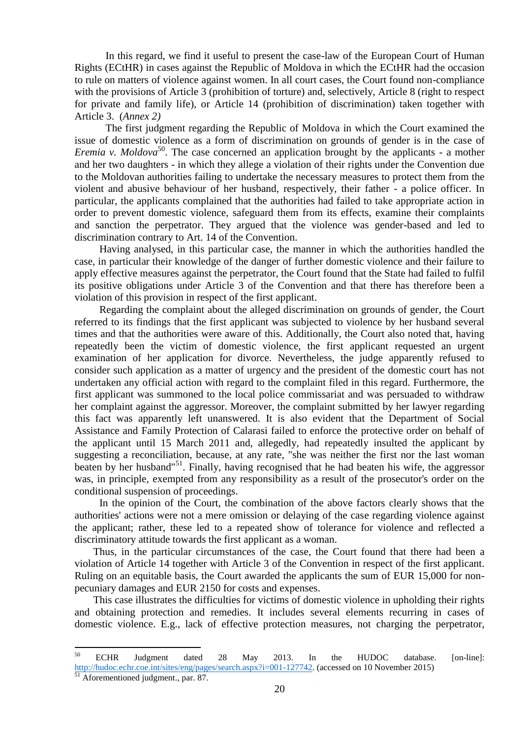In this regard, we find it useful to present the case-law of the European Court of Human Rights (ECtHR) in cases against the Republic of Moldova in which the ECtHR had the occasion to rule on matters of violence against women. In all court cases, the Court found non-compliance with the provisions of Article 3 (prohibition of torture) and, selectively, Article 8 (right to respect for private and family life), or Article 14 (prohibition of discrimination) taken together with Article 3. (*Annex 2)*

The first judgment regarding the Republic of Moldova in which the Court examined the issue of domestic violence as a form of discrimination on grounds of gender is in the case of *Eremia v. Moldova*[50]. The case concerned an application brought by the applicants - a mother and her two daughters - in which they allege a violation of their rights under the Convention due to the Moldovan authorities failing to undertake the necessary measures to protect them from the violent and abusive behaviour of her husband, respectively, their father - a police officer. In particular, the applicants complained that the authorities had failed to take appropriate action in order to prevent domestic violence, safeguard them from its effects, examine their complaints and sanction the perpetrator. They argued that the violence was gender-based and led to discrimination contrary to Art. 14 of the Convention.

Having analysed, in this particular case, the manner in which the authorities handled the case, in particular their knowledge of the danger of further domestic violence and their failure to apply effective measures against the perpetrator, the Court found that the State had failed to fulfil its positive obligations under Article 3 of the Convention and that there has therefore been a violation of this provision in respect of the first applicant.

Regarding the complaint about the alleged discrimination on grounds of gender, the Court referred to its findings that the first applicant was subjected to violence by her husband several times and that the authorities were aware of this. Additionally, the Court also noted that, having repeatedly been the victim of domestic violence, the first applicant requested an urgent examination of her application for divorce. Nevertheless, the judge apparently refused to consider such application as a matter of urgency and the president of the domestic court has not undertaken any official action with regard to the complaint filed in this regard. Furthermore, the first applicant was summoned to the local police commissariat and was persuaded to withdraw her complaint against the aggressor. Moreover, the complaint submitted by her lawyer regarding this fact was apparently left unanswered. It is also evident that the Department of Social Assistance and Family Protection of Calarasi failed to enforce the protective order on behalf of the applicant until 15 March 2011 and, allegedly, had repeatedly insulted the applicant by suggesting a reconciliation, because, at any rate, "she was neither the first nor the last woman beaten by her husband"[51]. Finally, having recognised that he had beaten his wife, the aggressor was, in principle, exempted from any responsibility as a result of the prosecutor's order on the conditional suspension of proceedings.

In the opinion of the Court, the combination of the above factors clearly shows that the authorities' actions were not a mere omission or delaying of the case regarding violence against the applicant; rather, these led to a repeated show of tolerance for violence and reflected a discriminatory attitude towards the first applicant as a woman.

Thus, in the particular circumstances of the case, the Court found that there had been a violation of Article 14 together with Article 3 of the Convention in respect of the first applicant. Ruling on an equitable basis, the Court awarded the applicants the sum of EUR 15,000 for non-pecuniary damages and EUR 2150 for costs and expenses.

This case illustrates the difficulties for victims of domestic violence in upholding their rights and obtaining protection and remedies. It includes several elements recurring in cases of domestic violence. E.g., lack of effective protection measures, not charging the perpetrator,

---

[50] ECHR Judgment dated 28 May 2013. In the HUDOC database. [on-line]: http://hudoc.echr.coe.int/sites/eng/pages/search.aspx?i=001-127742. (accessed on 10 November 2015)

[51] Aforementioned judgment., par. 87.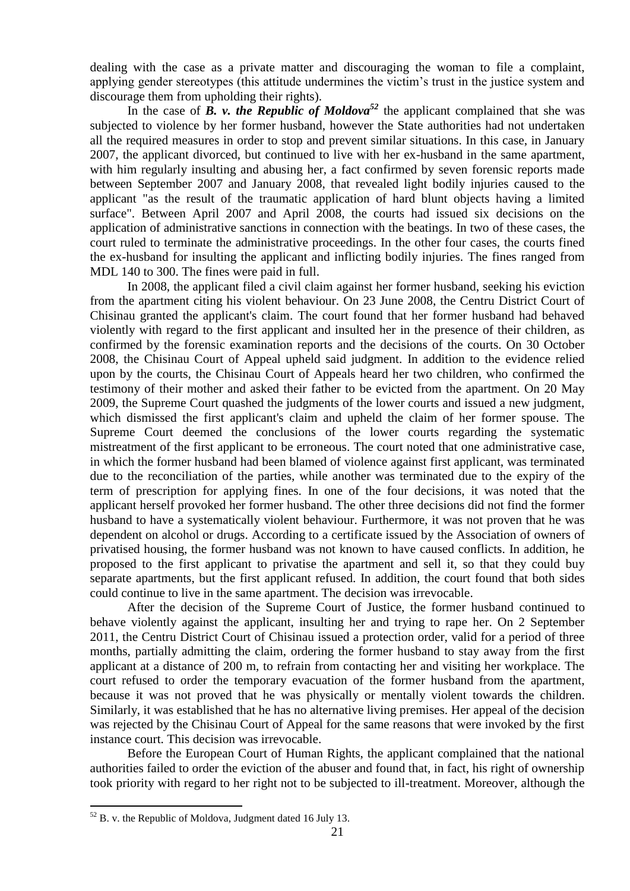dealing with the case as a private matter and discouraging the woman to file a complaint, applying gender stereotypes (this attitude undermines the victim's trust in the justice system and discourage them from upholding their rights).

In the case of ***B. v. the Republic of Moldova***[52] the applicant complained that she was subjected to violence by her former husband, however the State authorities had not undertaken all the required measures in order to stop and prevent similar situations. In this case, in January 2007, the applicant divorced, but continued to live with her ex-husband in the same apartment, with him regularly insulting and abusing her, a fact confirmed by seven forensic reports made between September 2007 and January 2008, that revealed light bodily injuries caused to the applicant "as the result of the traumatic application of hard blunt objects having a limited surface". Between April 2007 and April 2008, the courts had issued six decisions on the application of administrative sanctions in connection with the beatings. In two of these cases, the court ruled to terminate the administrative proceedings. In the other four cases, the courts fined the ex-husband for insulting the applicant and inflicting bodily injuries. The fines ranged from MDL 140 to 300. The fines were paid in full.

In 2008, the applicant filed a civil claim against her former husband, seeking his eviction from the apartment citing his violent behaviour. On 23 June 2008, the Centru District Court of Chisinau granted the applicant's claim. The court found that her former husband had behaved violently with regard to the first applicant and insulted her in the presence of their children, as confirmed by the forensic examination reports and the decisions of the courts. On 30 October 2008, the Chisinau Court of Appeal upheld said judgment. In addition to the evidence relied upon by the courts, the Chisinau Court of Appeals heard her two children, who confirmed the testimony of their mother and asked their father to be evicted from the apartment. On 20 May 2009, the Supreme Court quashed the judgments of the lower courts and issued a new judgment, which dismissed the first applicant's claim and upheld the claim of her former spouse. The Supreme Court deemed the conclusions of the lower courts regarding the systematic mistreatment of the first applicant to be erroneous. The court noted that one administrative case, in which the former husband had been blamed of violence against first applicant, was terminated due to the reconciliation of the parties, while another was terminated due to the expiry of the term of prescription for applying fines. In one of the four decisions, it was noted that the applicant herself provoked her former husband. The other three decisions did not find the former husband to have a systematically violent behaviour. Furthermore, it was not proven that he was dependent on alcohol or drugs. According to a certificate issued by the Association of owners of privatised housing, the former husband was not known to have caused conflicts. In addition, he proposed to the first applicant to privatise the apartment and sell it, so that they could buy separate apartments, but the first applicant refused. In addition, the court found that both sides could continue to live in the same apartment. The decision was irrevocable.

After the decision of the Supreme Court of Justice, the former husband continued to behave violently against the applicant, insulting her and trying to rape her. On 2 September 2011, the Centru District Court of Chisinau issued a protection order, valid for a period of three months, partially admitting the claim, ordering the former husband to stay away from the first applicant at a distance of 200 m, to refrain from contacting her and visiting her workplace. The court refused to order the temporary evacuation of the former husband from the apartment, because it was not proved that he was physically or mentally violent towards the children. Similarly, it was established that he has no alternative living premises. Her appeal of the decision was rejected by the Chisinau Court of Appeal for the same reasons that were invoked by the first instance court. This decision was irrevocable.

Before the European Court of Human Rights, the applicant complained that the national authorities failed to order the eviction of the abuser and found that, in fact, his right of ownership took priority with regard to her right not to be subjected to ill-treatment. Moreover, although the

[52] B. v. the Republic of Moldova, Judgment dated 16 July 13.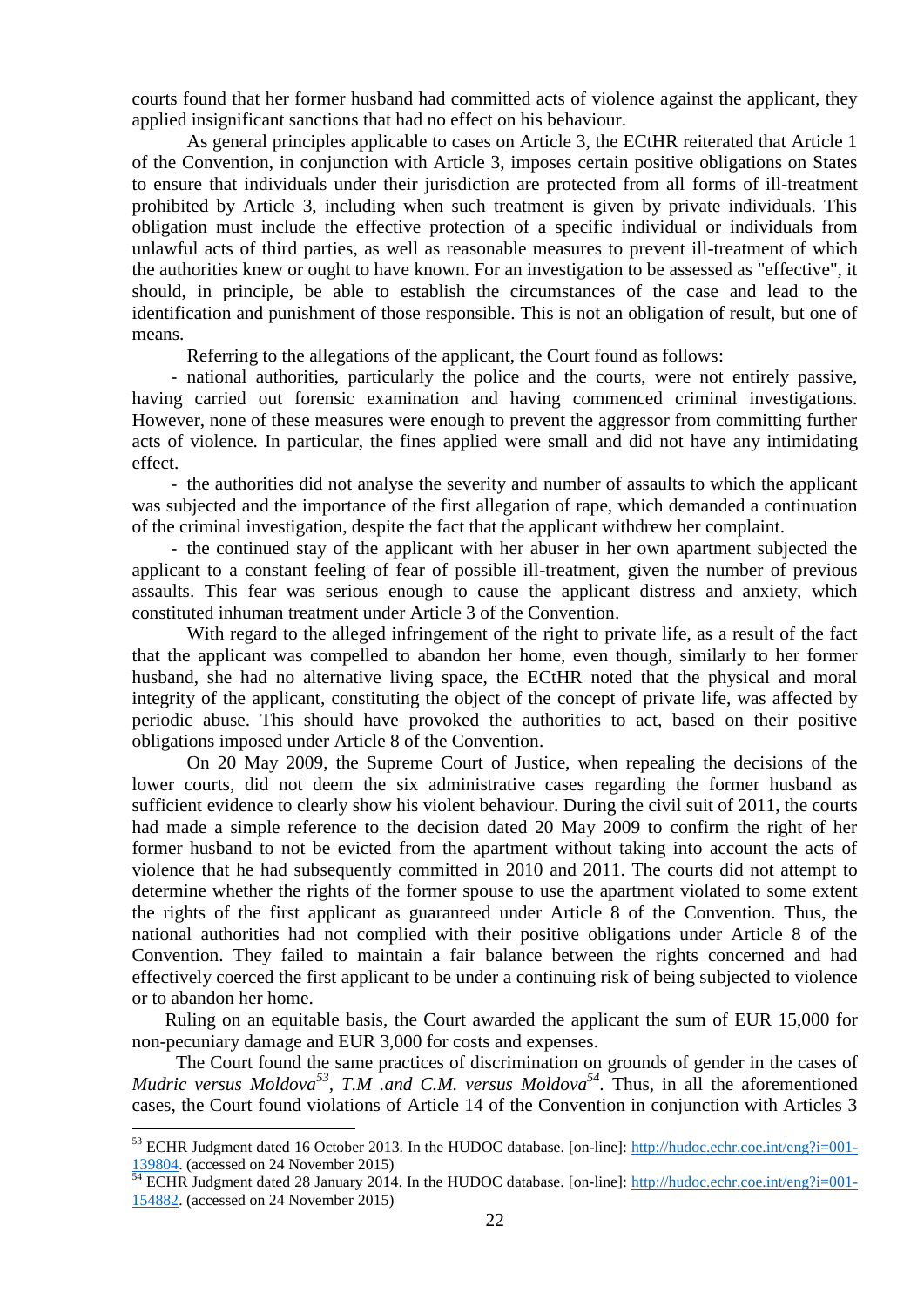courts found that her former husband had committed acts of violence against the applicant, they applied insignificant sanctions that had no effect on his behaviour.

As general principles applicable to cases on Article 3, the ECtHR reiterated that Article 1 of the Convention, in conjunction with Article 3, imposes certain positive obligations on States to ensure that individuals under their jurisdiction are protected from all forms of ill-treatment prohibited by Article 3, including when such treatment is given by private individuals. This obligation must include the effective protection of a specific individual or individuals from unlawful acts of third parties, as well as reasonable measures to prevent ill-treatment of which the authorities knew or ought to have known. For an investigation to be assessed as "effective", it should, in principle, be able to establish the circumstances of the case and lead to the identification and punishment of those responsible. This is not an obligation of result, but one of means.

Referring to the allegations of the applicant, the Court found as follows:

- national authorities, particularly the police and the courts, were not entirely passive, having carried out forensic examination and having commenced criminal investigations. However, none of these measures were enough to prevent the aggressor from committing further acts of violence. In particular, the fines applied were small and did not have any intimidating effect.
- the authorities did not analyse the severity and number of assaults to which the applicant was subjected and the importance of the first allegation of rape, which demanded a continuation of the criminal investigation, despite the fact that the applicant withdrew her complaint.
- the continued stay of the applicant with her abuser in her own apartment subjected the applicant to a constant feeling of fear of possible ill-treatment, given the number of previous assaults. This fear was serious enough to cause the applicant distress and anxiety, which constituted inhuman treatment under Article 3 of the Convention.

With regard to the alleged infringement of the right to private life, as a result of the fact that the applicant was compelled to abandon her home, even though, similarly to her former husband, she had no alternative living space, the ECtHR noted that the physical and moral integrity of the applicant, constituting the object of the concept of private life, was affected by periodic abuse. This should have provoked the authorities to act, based on their positive obligations imposed under Article 8 of the Convention.

On 20 May 2009, the Supreme Court of Justice, when repealing the decisions of the lower courts, did not deem the six administrative cases regarding the former husband as sufficient evidence to clearly show his violent behaviour. During the civil suit of 2011, the courts had made a simple reference to the decision dated 20 May 2009 to confirm the right of her former husband to not be evicted from the apartment without taking into account the acts of violence that he had subsequently committed in 2010 and 2011. The courts did not attempt to determine whether the rights of the former spouse to use the apartment violated to some extent the rights of the first applicant as guaranteed under Article 8 of the Convention. Thus, the national authorities had not complied with their positive obligations under Article 8 of the Convention. They failed to maintain a fair balance between the rights concerned and had effectively coerced the first applicant to be under a continuing risk of being subjected to violence or to abandon her home.

Ruling on an equitable basis, the Court awarded the applicant the sum of EUR 15,000 for non-pecuniary damage and EUR 3,000 for costs and expenses.

The Court found the same practices of discrimination on grounds of gender in the cases of *Mudric versus Moldova*[53], *T.M .and C.M. versus Moldova*[54]. Thus, in all the aforementioned cases, the Court found violations of Article 14 of the Convention in conjunction with Articles 3

---

[53] ECHR Judgment dated 16 October 2013. In the HUDOC database. [on-line]: http://hudoc.echr.coe.int/eng?i=001-139804. (accessed on 24 November 2015)

[54] ECHR Judgment dated 28 January 2014. In the HUDOC database. [on-line]: http://hudoc.echr.coe.int/eng?i=001-154882. (accessed on 24 November 2015)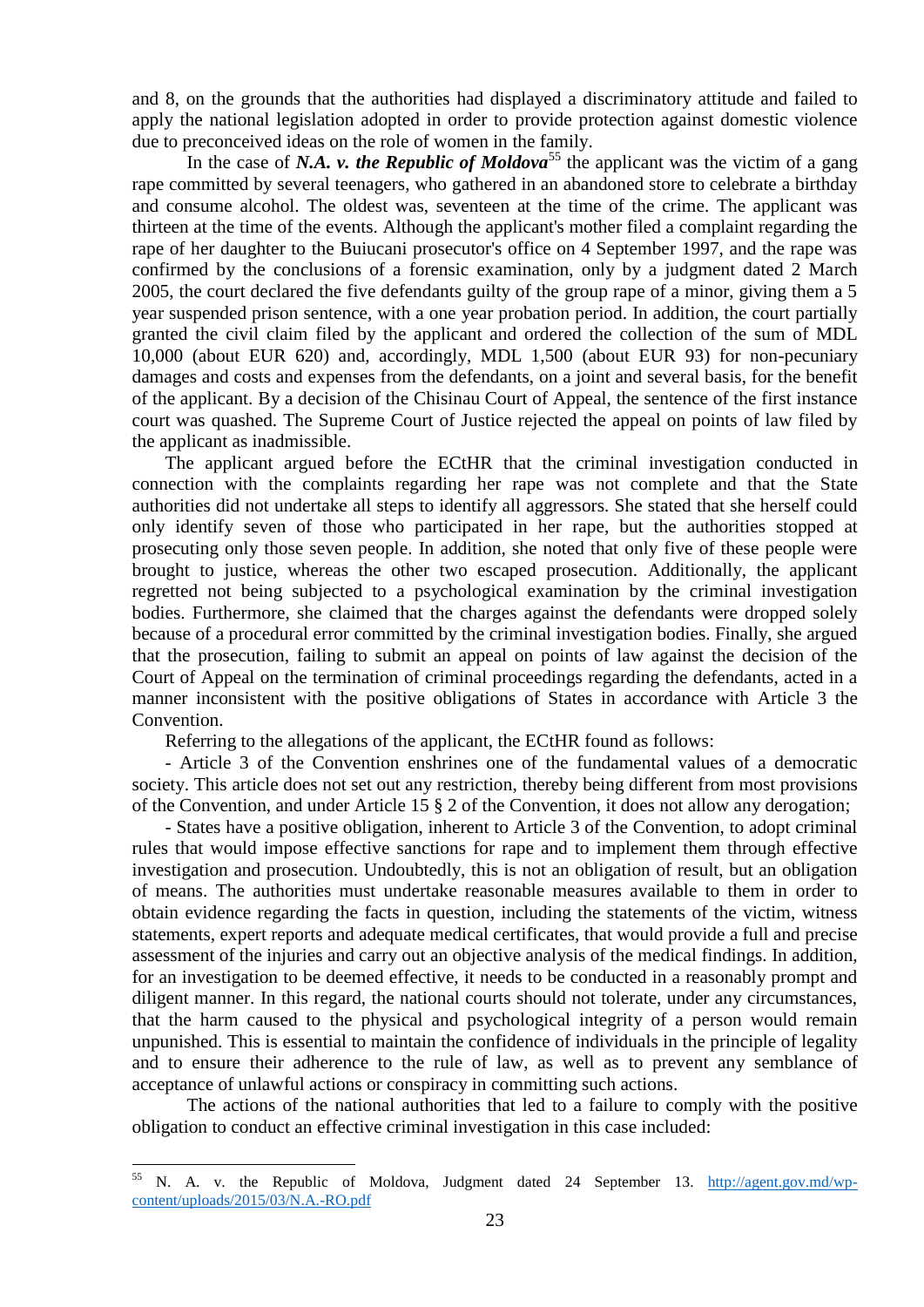and 8, on the grounds that the authorities had displayed a discriminatory attitude and failed to apply the national legislation adopted in order to provide protection against domestic violence due to preconceived ideas on the role of women in the family.

In the case of ***N.A. v. the Republic of Moldova***[55] the applicant was the victim of a gang rape committed by several teenagers, who gathered in an abandoned store to celebrate a birthday and consume alcohol. The oldest was, seventeen at the time of the crime. The applicant was thirteen at the time of the events. Although the applicant's mother filed a complaint regarding the rape of her daughter to the Buiucani prosecutor's office on 4 September 1997, and the rape was confirmed by the conclusions of a forensic examination, only by a judgment dated 2 March 2005, the court declared the five defendants guilty of the group rape of a minor, giving them a 5 year suspended prison sentence, with a one year probation period. In addition, the court partially granted the civil claim filed by the applicant and ordered the collection of the sum of MDL 10,000 (about EUR 620) and, accordingly, MDL 1,500 (about EUR 93) for non-pecuniary damages and costs and expenses from the defendants, on a joint and several basis, for the benefit of the applicant. By a decision of the Chisinau Court of Appeal, the sentence of the first instance court was quashed. The Supreme Court of Justice rejected the appeal on points of law filed by the applicant as inadmissible.

The applicant argued before the ECtHR that the criminal investigation conducted in connection with the complaints regarding her rape was not complete and that the State authorities did not undertake all steps to identify all aggressors. She stated that she herself could only identify seven of those who participated in her rape, but the authorities stopped at prosecuting only those seven people. In addition, she noted that only five of these people were brought to justice, whereas the other two escaped prosecution. Additionally, the applicant regretted not being subjected to a psychological examination by the criminal investigation bodies. Furthermore, she claimed that the charges against the defendants were dropped solely because of a procedural error committed by the criminal investigation bodies. Finally, she argued that the prosecution, failing to submit an appeal on points of law against the decision of the Court of Appeal on the termination of criminal proceedings regarding the defendants, acted in a manner inconsistent with the positive obligations of States in accordance with Article 3 the Convention.

Referring to the allegations of the applicant, the ECtHR found as follows:

- Article 3 of the Convention enshrines one of the fundamental values of a democratic society. This article does not set out any restriction, thereby being different from most provisions of the Convention, and under Article 15 § 2 of the Convention, it does not allow any derogation;

- States have a positive obligation, inherent to Article 3 of the Convention, to adopt criminal rules that would impose effective sanctions for rape and to implement them through effective investigation and prosecution. Undoubtedly, this is not an obligation of result, but an obligation of means. The authorities must undertake reasonable measures available to them in order to obtain evidence regarding the facts in question, including the statements of the victim, witness statements, expert reports and adequate medical certificates, that would provide a full and precise assessment of the injuries and carry out an objective analysis of the medical findings. In addition, for an investigation to be deemed effective, it needs to be conducted in a reasonably prompt and diligent manner. In this regard, the national courts should not tolerate, under any circumstances, that the harm caused to the physical and psychological integrity of a person would remain unpunished. This is essential to maintain the confidence of individuals in the principle of legality and to ensure their adherence to the rule of law, as well as to prevent any semblance of acceptance of unlawful actions or conspiracy in committing such actions.

The actions of the national authorities that led to a failure to comply with the positive obligation to conduct an effective criminal investigation in this case included:

---

[55] N. A. v. the Republic of Moldova, Judgment dated 24 September 13. http://agent.gov.md/wp-content/uploads/2015/03/N.A.-RO.pdf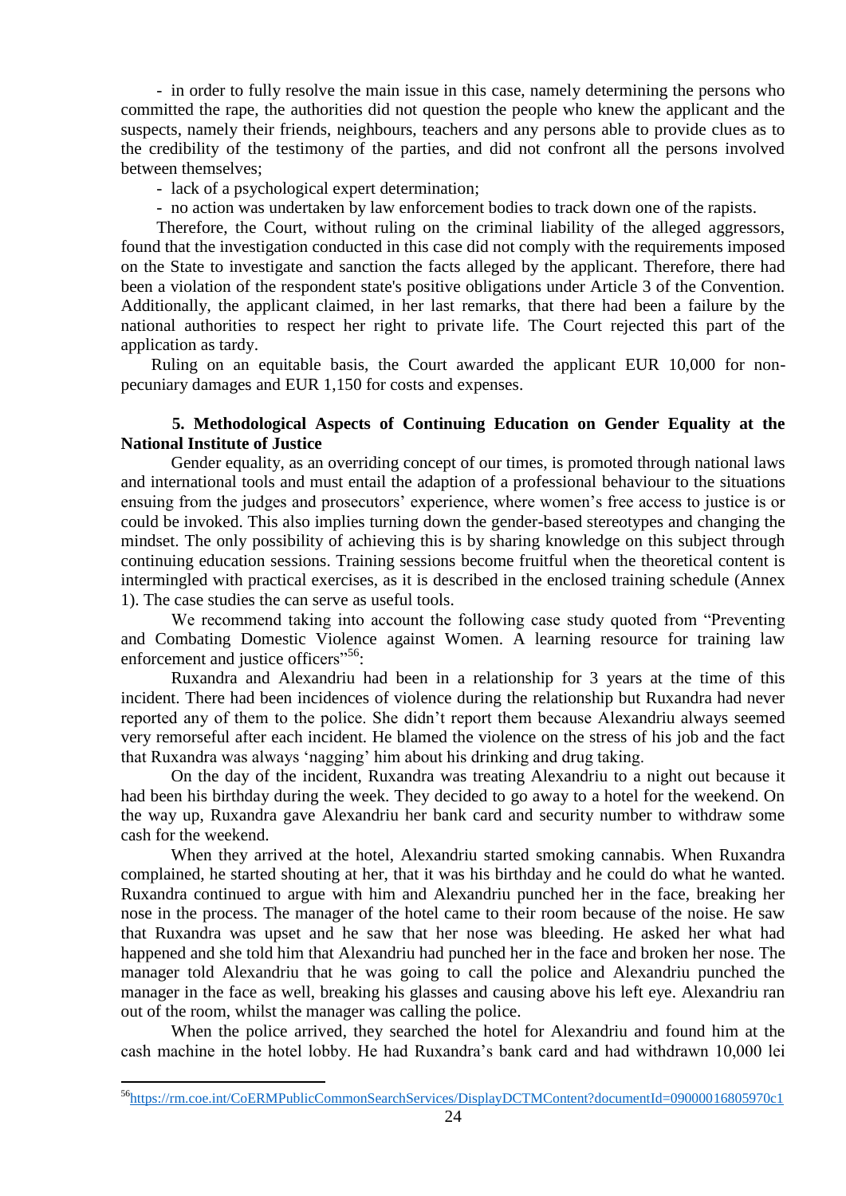- in order to fully resolve the main issue in this case, namely determining the persons who committed the rape, the authorities did not question the people who knew the applicant and the suspects, namely their friends, neighbours, teachers and any persons able to provide clues as to the credibility of the testimony of the parties, and did not confront all the persons involved between themselves;

- lack of a psychological expert determination;

- no action was undertaken by law enforcement bodies to track down one of the rapists.

Therefore, the Court, without ruling on the criminal liability of the alleged aggressors, found that the investigation conducted in this case did not comply with the requirements imposed on the State to investigate and sanction the facts alleged by the applicant. Therefore, there had been a violation of the respondent state's positive obligations under Article 3 of the Convention. Additionally, the applicant claimed, in her last remarks, that there had been a failure by the national authorities to respect her right to private life. The Court rejected this part of the application as tardy.

Ruling on an equitable basis, the Court awarded the applicant EUR 10,000 for non-pecuniary damages and EUR 1,150 for costs and expenses.

### 5. Methodological Aspects of Continuing Education on Gender Equality at the National Institute of Justice

Gender equality, as an overriding concept of our times, is promoted through national laws and international tools and must entail the adaption of a professional behaviour to the situations ensuing from the judges and prosecutors' experience, where women's free access to justice is or could be invoked. This also implies turning down the gender-based stereotypes and changing the mindset. The only possibility of achieving this is by sharing knowledge on this subject through continuing education sessions. Training sessions become fruitful when the theoretical content is intermingled with practical exercises, as it is described in the enclosed training schedule (Annex 1). The case studies the can serve as useful tools.

We recommend taking into account the following case study quoted from "Preventing and Combating Domestic Violence against Women. A learning resource for training law enforcement and justice officers"[56]:

Ruxandra and Alexandriu had been in a relationship for 3 years at the time of this incident. There had been incidences of violence during the relationship but Ruxandra had never reported any of them to the police. She didn't report them because Alexandriu always seemed very remorseful after each incident. He blamed the violence on the stress of his job and the fact that Ruxandra was always 'nagging' him about his drinking and drug taking.

On the day of the incident, Ruxandra was treating Alexandriu to a night out because it had been his birthday during the week. They decided to go away to a hotel for the weekend. On the way up, Ruxandra gave Alexandriu her bank card and security number to withdraw some cash for the weekend.

When they arrived at the hotel, Alexandriu started smoking cannabis. When Ruxandra complained, he started shouting at her, that it was his birthday and he could do what he wanted. Ruxandra continued to argue with him and Alexandriu punched her in the face, breaking her nose in the process. The manager of the hotel came to their room because of the noise. He saw that Ruxandra was upset and he saw that her nose was bleeding. He asked her what had happened and she told him that Alexandriu had punched her in the face and broken her nose. The manager told Alexandriu that he was going to call the police and Alexandriu punched the manager in the face as well, breaking his glasses and causing above his left eye. Alexandriu ran out of the room, whilst the manager was calling the police.

When the police arrived, they searched the hotel for Alexandriu and found him at the cash machine in the hotel lobby. He had Ruxandra's bank card and had withdrawn 10,000 lei

---

[56] https://rm.coe.int/CoERMPublicCommonSearchServices/DisplayDCTMContent?documentId=09000016805970c1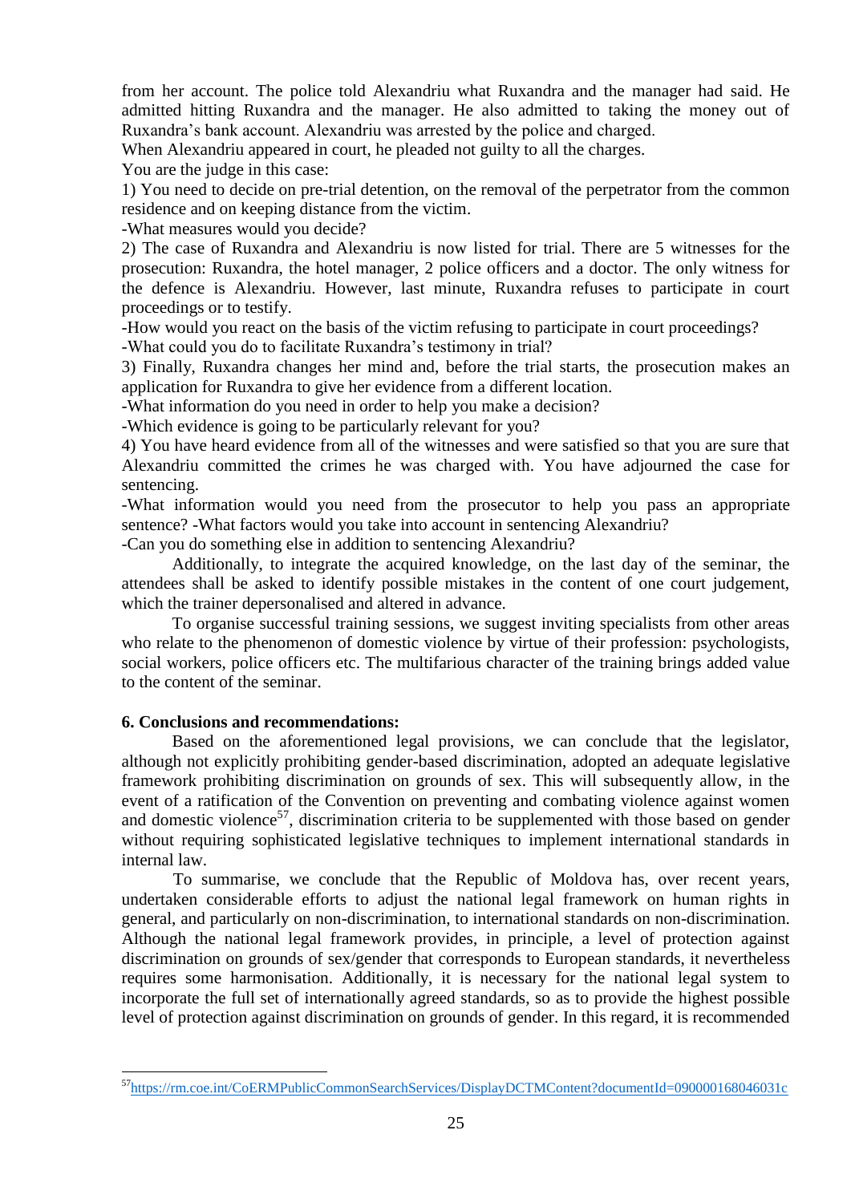from her account. The police told Alexandriu what Ruxandra and the manager had said. He admitted hitting Ruxandra and the manager. He also admitted to taking the money out of Ruxandra's bank account. Alexandriu was arrested by the police and charged.

When Alexandriu appeared in court, he pleaded not guilty to all the charges.

You are the judge in this case:

1) You need to decide on pre-trial detention, on the removal of the perpetrator from the common residence and on keeping distance from the victim.

-What measures would you decide?

2) The case of Ruxandra and Alexandriu is now listed for trial. There are 5 witnesses for the prosecution: Ruxandra, the hotel manager, 2 police officers and a doctor. The only witness for the defence is Alexandriu. However, last minute, Ruxandra refuses to participate in court proceedings or to testify.

-How would you react on the basis of the victim refusing to participate in court proceedings?

-What could you do to facilitate Ruxandra's testimony in trial?

3) Finally, Ruxandra changes her mind and, before the trial starts, the prosecution makes an application for Ruxandra to give her evidence from a different location.

-What information do you need in order to help you make a decision?

-Which evidence is going to be particularly relevant for you?

4) You have heard evidence from all of the witnesses and were satisfied so that you are sure that Alexandriu committed the crimes he was charged with. You have adjourned the case for sentencing.

-What information would you need from the prosecutor to help you pass an appropriate sentence? -What factors would you take into account in sentencing Alexandriu?

-Can you do something else in addition to sentencing Alexandriu?

Additionally, to integrate the acquired knowledge, on the last day of the seminar, the attendees shall be asked to identify possible mistakes in the content of one court judgement, which the trainer depersonalised and altered in advance.

To organise successful training sessions, we suggest inviting specialists from other areas who relate to the phenomenon of domestic violence by virtue of their profession: psychologists, social workers, police officers etc. The multifarious character of the training brings added value to the content of the seminar.

## 6. Conclusions and recommendations:

Based on the aforementioned legal provisions, we can conclude that the legislator, although not explicitly prohibiting gender-based discrimination, adopted an adequate legislative framework prohibiting discrimination on grounds of sex. This will subsequently allow, in the event of a ratification of the Convention on preventing and combating violence against women and domestic violence[57], discrimination criteria to be supplemented with those based on gender without requiring sophisticated legislative techniques to implement international standards in internal law.

To summarise, we conclude that the Republic of Moldova has, over recent years, undertaken considerable efforts to adjust the national legal framework on human rights in general, and particularly on non-discrimination, to international standards on non-discrimination. Although the national legal framework provides, in principle, a level of protection against discrimination on grounds of sex/gender that corresponds to European standards, it nevertheless requires some harmonisation. Additionally, it is necessary for the national legal system to incorporate the full set of internationally agreed standards, so as to provide the highest possible level of protection against discrimination on grounds of gender. In this regard, it is recommended

---

[57] https://rm.coe.int/CoERMPublicCommonSearchServices/DisplayDCTMContent?documentId=090000168046031c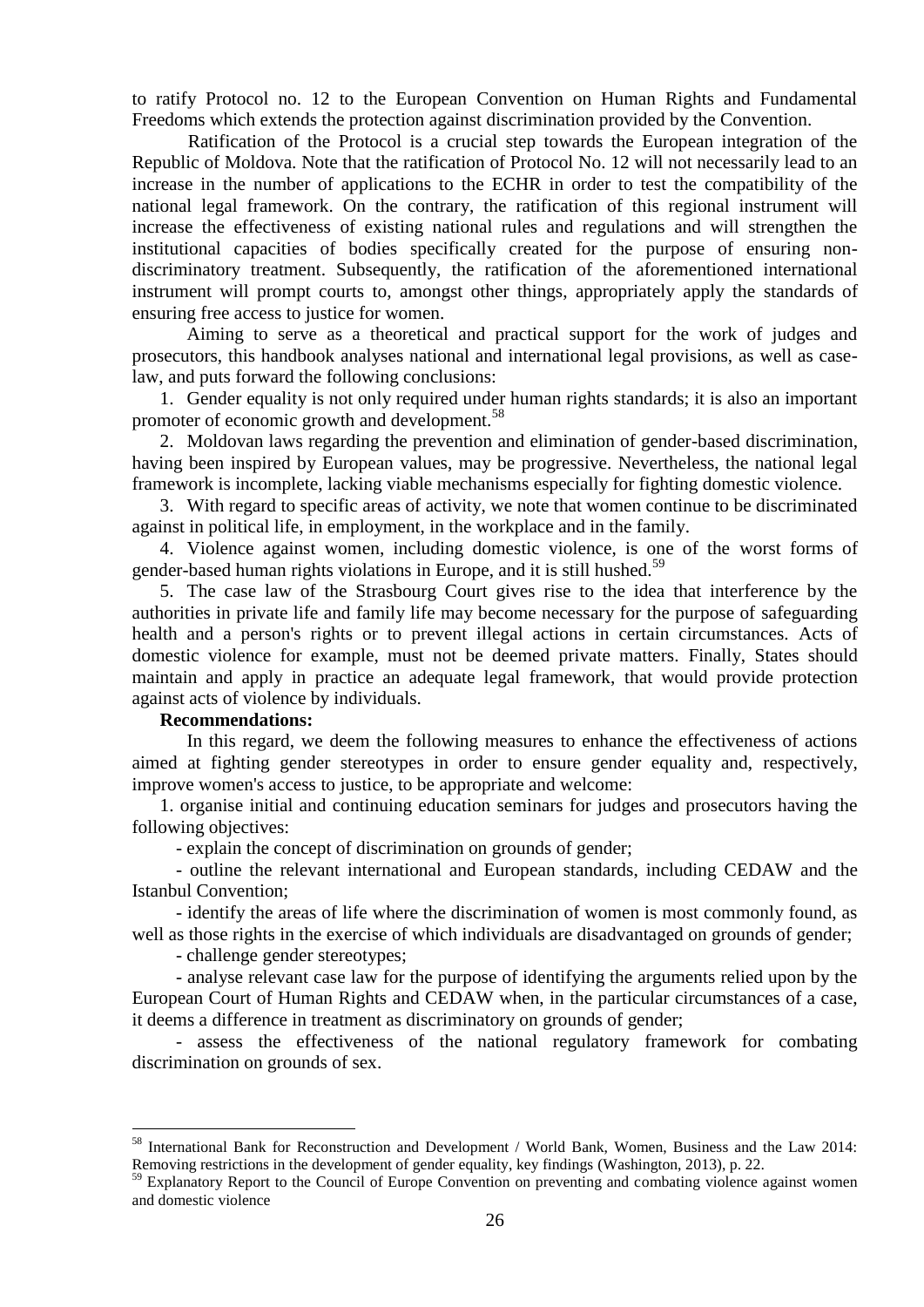to ratify Protocol no. 12 to the European Convention on Human Rights and Fundamental Freedoms which extends the protection against discrimination provided by the Convention.

Ratification of the Protocol is a crucial step towards the European integration of the Republic of Moldova. Note that the ratification of Protocol No. 12 will not necessarily lead to an increase in the number of applications to the ECHR in order to test the compatibility of the national legal framework. On the contrary, the ratification of this regional instrument will increase the effectiveness of existing national rules and regulations and will strengthen the institutional capacities of bodies specifically created for the purpose of ensuring non-discriminatory treatment. Subsequently, the ratification of the aforementioned international instrument will prompt courts to, amongst other things, appropriately apply the standards of ensuring free access to justice for women.

Aiming to serve as a theoretical and practical support for the work of judges and prosecutors, this handbook analyses national and international legal provisions, as well as case-law, and puts forward the following conclusions:

1. Gender equality is not only required under human rights standards; it is also an important promoter of economic growth and development.[58]
2. Moldovan laws regarding the prevention and elimination of gender-based discrimination, having been inspired by European values, may be progressive. Nevertheless, the national legal framework is incomplete, lacking viable mechanisms especially for fighting domestic violence.
3. With regard to specific areas of activity, we note that women continue to be discriminated against in political life, in employment, in the workplace and in the family.
4. Violence against women, including domestic violence, is one of the worst forms of gender-based human rights violations in Europe, and it is still hushed.[59]
5. The case law of the Strasbourg Court gives rise to the idea that interference by the authorities in private life and family life may become necessary for the purpose of safeguarding health and a person's rights or to prevent illegal actions in certain circumstances. Acts of domestic violence for example, must not be deemed private matters. Finally, States should maintain and apply in practice an adequate legal framework, that would provide protection against acts of violence by individuals.

**Recommendations:**

In this regard, we deem the following measures to enhance the effectiveness of actions aimed at fighting gender stereotypes in order to ensure gender equality and, respectively, improve women's access to justice, to be appropriate and welcome:

1. organise initial and continuing education seminars for judges and prosecutors having the following objectives:
   - explain the concept of discrimination on grounds of gender;
   - outline the relevant international and European standards, including CEDAW and the Istanbul Convention;
   - identify the areas of life where the discrimination of women is most commonly found, as well as those rights in the exercise of which individuals are disadvantaged on grounds of gender;
   - challenge gender stereotypes;
   - analyse relevant case law for the purpose of identifying the arguments relied upon by the European Court of Human Rights and CEDAW when, in the particular circumstances of a case, it deems a difference in treatment as discriminatory on grounds of gender;
   - assess the effectiveness of the national regulatory framework for combating discrimination on grounds of sex.

---

[58] International Bank for Reconstruction and Development / World Bank, Women, Business and the Law 2014: Removing restrictions in the development of gender equality, key findings (Washington, 2013), p. 22.

[59] Explanatory Report to the Council of Europe Convention on preventing and combating violence against women and domestic violence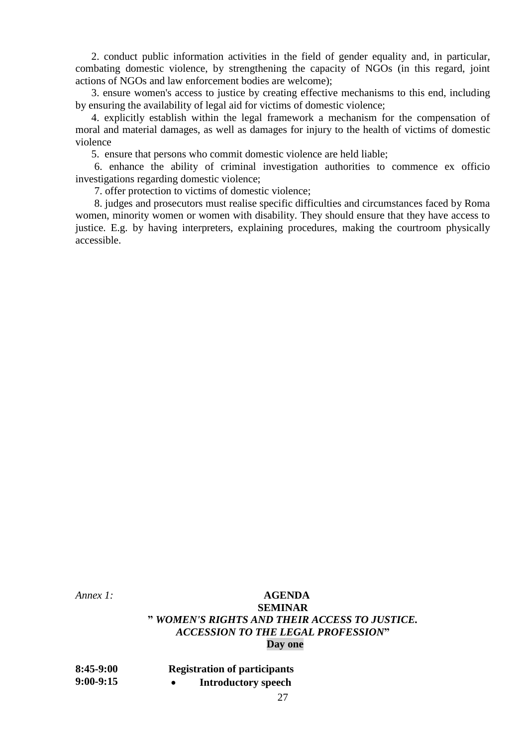2. conduct public information activities in the field of gender equality and, in particular, combating domestic violence, by strengthening the capacity of NGOs (in this regard, joint actions of NGOs and law enforcement bodies are welcome);

3. ensure women's access to justice by creating effective mechanisms to this end, including by ensuring the availability of legal aid for victims of domestic violence;

4. explicitly establish within the legal framework a mechanism for the compensation of moral and material damages, as well as damages for injury to the health of victims of domestic violence

5. ensure that persons who commit domestic violence are held liable;

6. enhance the ability of criminal investigation authorities to commence ex officio investigations regarding domestic violence;

7. offer protection to victims of domestic violence;

8. judges and prosecutors must realise specific difficulties and circumstances faced by Roma women, minority women or women with disability. They should ensure that they have access to justice. E.g. by having interpreters, explaining procedures, making the courtroom physically accessible.

*Annex 1:*

**AGENDA**

**SEMINAR**

**"** ***WOMEN'S RIGHTS AND THEIR ACCESS TO JUSTICE. ACCESSION TO THE LEGAL PROFESSION*****"**

**Day one**

**8:45-9:00** **Registration of participants**

**9:00-9:15**
- **Introductory speech**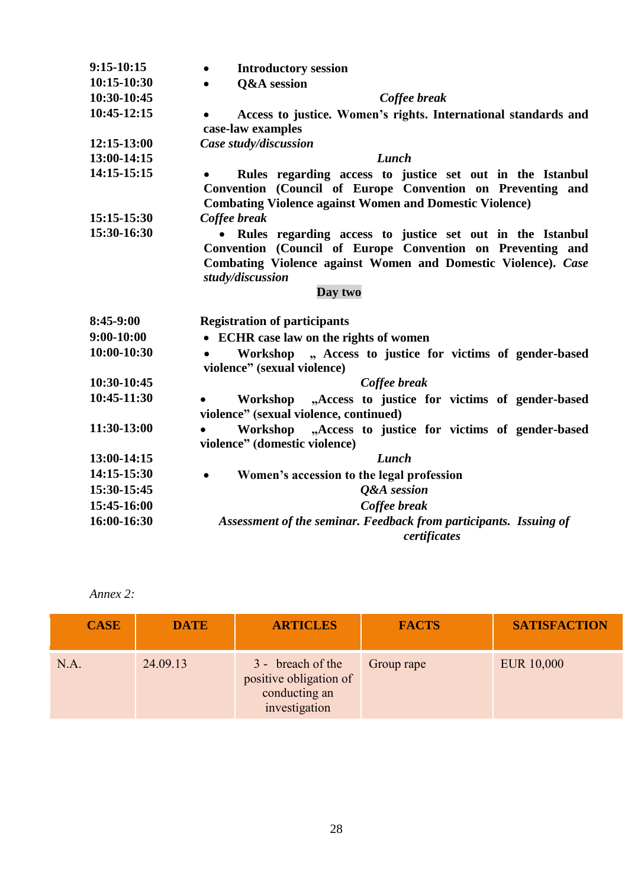| | |
|---|---|
| **9:15-10:15** | • **Introductory session** |
| **10:15-10:30** | • **Q&A session** |
| **10:30-10:45** | ***Coffee break*** |
| **10:45-12:15** | • **Access to justice. Women's rights. International standards and case-law examples** |
| **12:15-13:00** | ***Case study/discussion*** |
| **13:00-14:15** | ***Lunch*** |
| **14:15-15:15** | • **Rules regarding access to justice set out in the Istanbul Convention (Council of Europe Convention on Preventing and Combating Violence against Women and Domestic Violence)** |
| **15:15-15:30** | ***Coffee break*** |
| **15:30-16:30** | • **Rules regarding access to justice set out in the Istanbul Convention (Council of Europe Convention on Preventing and Combating Violence against Women and Domestic Violence).** ***Case study/discussion*** |

**Day two**

| | |
|---|---|
| **8:45-9:00** | **Registration of participants** |
| **9:00-10:00** | • **ECHR case law on the rights of women** |
| **10:00-10:30** | • **Workshop „ Access to justice for victims of gender-based violence" (sexual violence)** |
| **10:30-10:45** | ***Coffee break*** |
| **10:45-11:30** | • **Workshop „Access to justice for victims of gender-based violence" (sexual violence, continued)** |
| **11:30-13:00** | • **Workshop „Access to justice for victims of gender-based violence" (domestic violence)** |
| **13:00-14:15** | ***Lunch*** |
| **14:15-15:30** | • **Women's accession to the legal profession** |
| **15:30-15:45** | ***Q&A session*** |
| **15:45-16:00** | ***Coffee break*** |
| **16:00-16:30** | ***Assessment of the seminar. Feedback from participants. Issuing of certificates*** |

*Annex 2:*

| CASE | DATE | ARTICLES | FACTS | SATISFACTION |
|---|---|---|---|---|
| N.A. | 24.09.13 | 3 - breach of the positive obligation of conducting an investigation | Group rape | EUR 10,000 |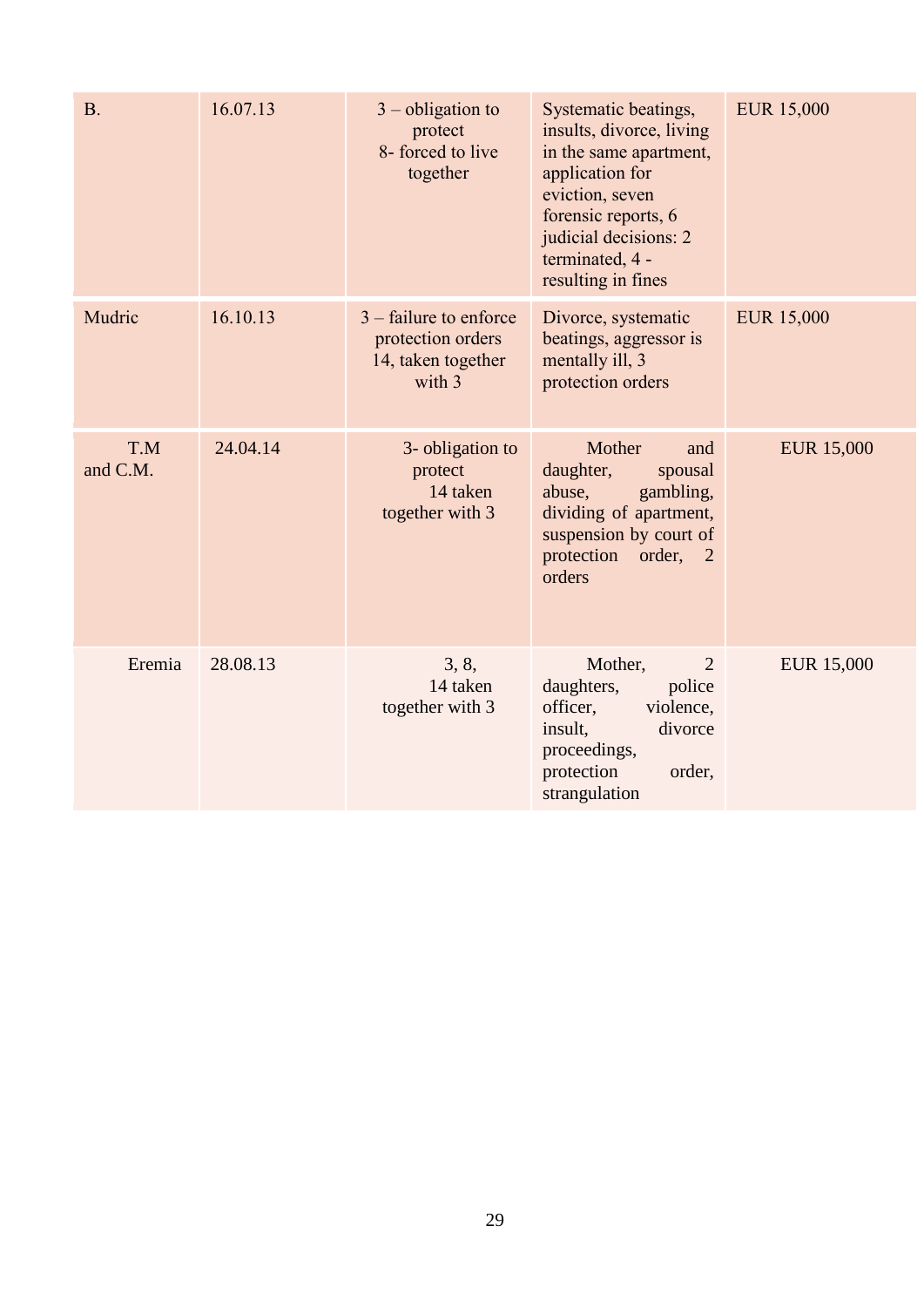| | | | | |
|---|---|---|---|---|
| B. | 16.07.13 | 3 – obligation to protect<br>8- forced to live together | Systematic beatings, insults, divorce, living in the same apartment, application for eviction, seven forensic reports, 6 judicial decisions: 2 terminated, 4 - resulting in fines | EUR 15,000 |
| Mudric | 16.10.13 | 3 – failure to enforce protection orders<br>14, taken together with 3 | Divorce, systematic beatings, aggressor is mentally ill, 3 protection orders | EUR 15,000 |
| T.M and C.M. | 24.04.14 | 3- obligation to protect<br>14 taken together with 3 | Mother and daughter, spousal abuse, gambling, dividing of apartment, suspension by court of protection order, 2 orders | EUR 15,000 |
| Eremia | 28.08.13 | 3, 8,<br>14 taken together with 3 | Mother, 2 daughters, police officer, violence, insult, divorce proceedings, protection order, strangulation | EUR 15,000 |